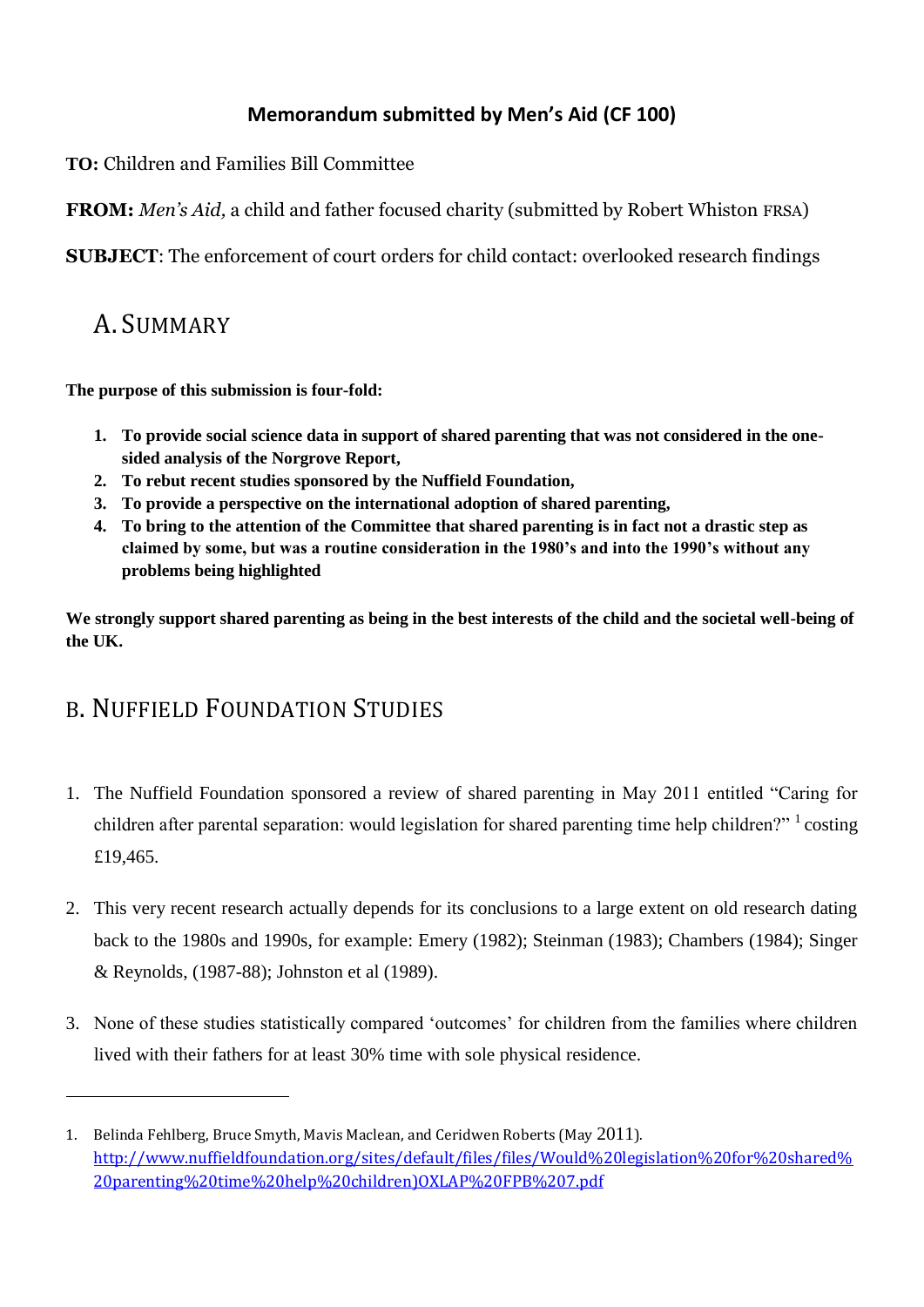# Memorandum submitted by Men's Aid (CF 100)

**TO:** Children and Families Bill Committee

**FROM:** *Men's Aid,* a child and father focused charity (submitted by Robert Whiston FRSA)

**SUBJECT**: The enforcement of court orders for child contact: overlooked research findings

## A. SUMMARY

**The purpose of this submission is four-fold:**

1. **To provide social science data in support of shared parenting that was not considered in the one-sided analysis of the Norgrove Report,**
2. **To rebut recent studies sponsored by the Nuffield Foundation,**
3. **To provide a perspective on the international adoption of shared parenting,**
4. **To bring to the attention of the Committee that shared parenting is in fact not a drastic step as claimed by some, but was a routine consideration in the 1980's and into the 1990's without any problems being highlighted**

**We strongly support shared parenting as being in the best interests of the child and the societal well-being of the UK.**

## B. NUFFIELD FOUNDATION STUDIES

1. The Nuffield Foundation sponsored a review of shared parenting in May 2011 entitled "Caring for children after parental separation: would legislation for shared parenting time help children?" [1] costing £19,465.

2. This very recent research actually depends for its conclusions to a large extent on old research dating back to the 1980s and 1990s, for example: Emery (1982); Steinman (1983); Chambers (1984); Singer & Reynolds, (1987-88); Johnston et al (1989).

3. None of these studies statistically compared 'outcomes' for children from the families where children lived with their fathers for at least 30% time with sole physical residence.

---

1. Belinda Fehlberg, Bruce Smyth, Mavis Maclean, and Ceridwen Roberts (May 2011). http://www.nuffieldfoundation.org/sites/default/files/files/Would%20legislation%20for%20shared%20parenting%20time%20help%20children)OXLAP%20FPB%207.pdf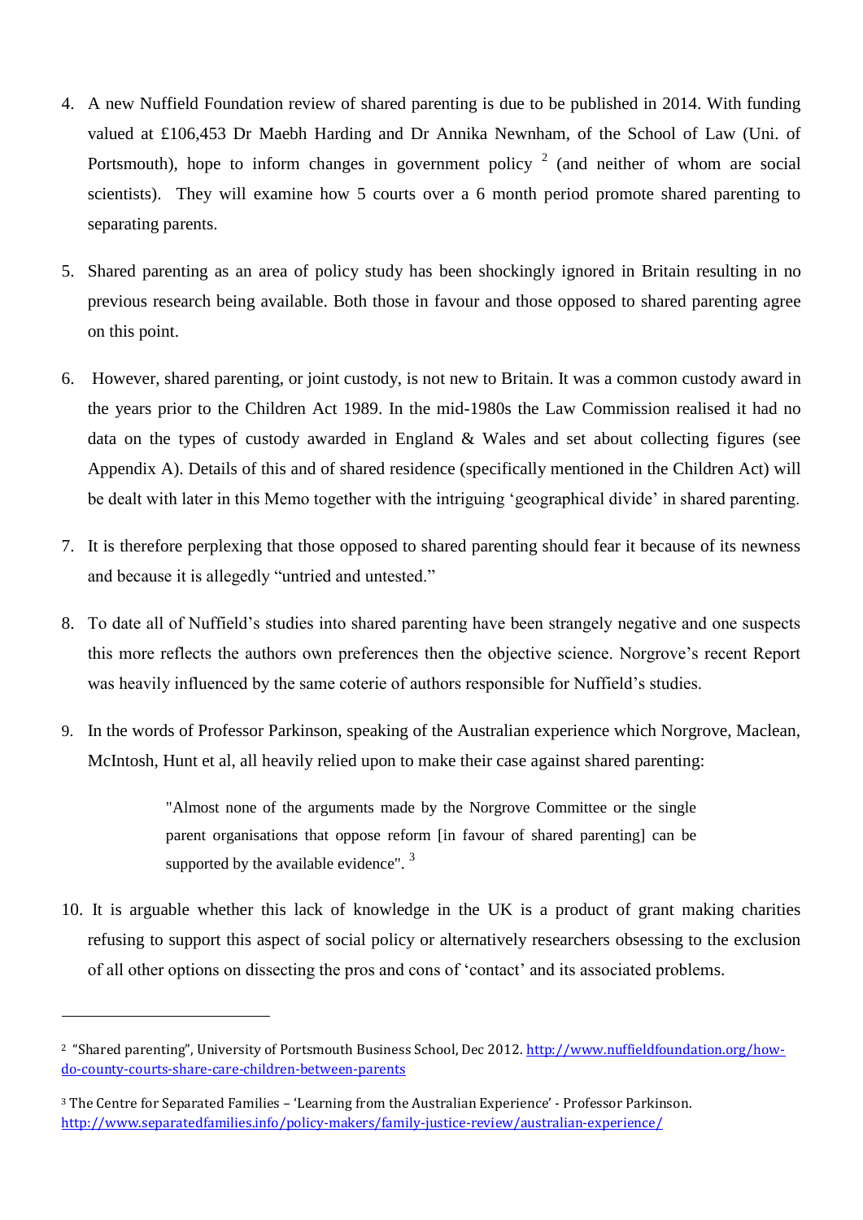4. A new Nuffield Foundation review of shared parenting is due to be published in 2014. With funding valued at £106,453 Dr Maebh Harding and Dr Annika Newnham, of the School of Law (Uni. of Portsmouth), hope to inform changes in government policy [2] (and neither of whom are social scientists). They will examine how 5 courts over a 6 month period promote shared parenting to separating parents.

5. Shared parenting as an area of policy study has been shockingly ignored in Britain resulting in no previous research being available. Both those in favour and those opposed to shared parenting agree on this point.

6. However, shared parenting, or joint custody, is not new to Britain. It was a common custody award in the years prior to the Children Act 1989. In the mid-1980s the Law Commission realised it had no data on the types of custody awarded in England & Wales and set about collecting figures (see Appendix A). Details of this and of shared residence (specifically mentioned in the Children Act) will be dealt with later in this Memo together with the intriguing 'geographical divide' in shared parenting.

7. It is therefore perplexing that those opposed to shared parenting should fear it because of its newness and because it is allegedly "untried and untested."

8. To date all of Nuffield's studies into shared parenting have been strangely negative and one suspects this more reflects the authors own preferences then the objective science. Norgrove's recent Report was heavily influenced by the same coterie of authors responsible for Nuffield's studies.

9. In the words of Professor Parkinson, speaking of the Australian experience which Norgrove, Maclean, McIntosh, Hunt et al, all heavily relied upon to make their case against shared parenting:

   > "Almost none of the arguments made by the Norgrove Committee or the single parent organisations that oppose reform [in favour of shared parenting] can be supported by the available evidence". [3]

10. It is arguable whether this lack of knowledge in the UK is a product of grant making charities refusing to support this aspect of social policy or alternatively researchers obsessing to the exclusion of all other options on dissecting the pros and cons of 'contact' and its associated problems.

---

[2] "Shared parenting", University of Portsmouth Business School, Dec 2012. http://www.nuffieldfoundation.org/how-do-county-courts-share-care-children-between-parents

[3] The Centre for Separated Families – 'Learning from the Australian Experience' - Professor Parkinson. http://www.separatedfamilies.info/policy-makers/family-justice-review/australian-experience/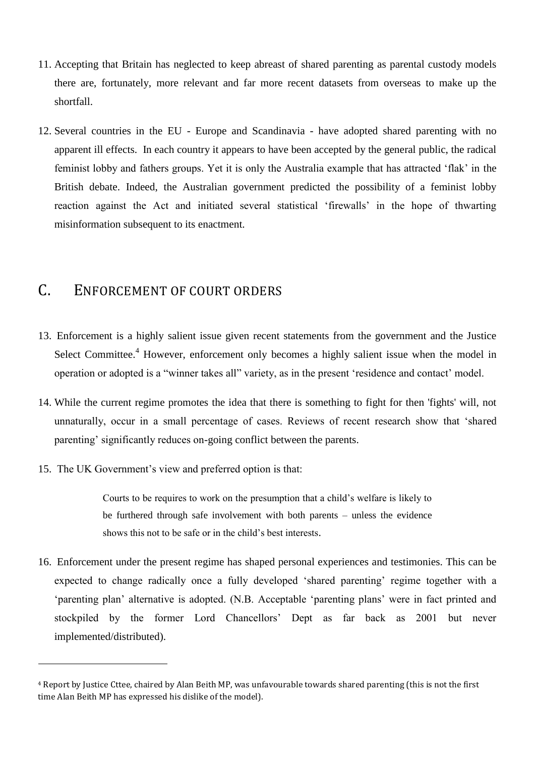11. Accepting that Britain has neglected to keep abreast of shared parenting as parental custody models there are, fortunately, more relevant and far more recent datasets from overseas to make up the shortfall.

12. Several countries in the EU - Europe and Scandinavia - have adopted shared parenting with no apparent ill effects. In each country it appears to have been accepted by the general public, the radical feminist lobby and fathers groups. Yet it is only the Australia example that has attracted 'flak' in the British debate. Indeed, the Australian government predicted the possibility of a feminist lobby reaction against the Act and initiated several statistical 'firewalls' in the hope of thwarting misinformation subsequent to its enactment.

## C. Enforcement of court orders

13. Enforcement is a highly salient issue given recent statements from the government and the Justice Select Committee.[4] However, enforcement only becomes a highly salient issue when the model in operation or adopted is a "winner takes all" variety, as in the present 'residence and contact' model.

14. While the current regime promotes the idea that there is something to fight for then 'fights' will, not unnaturally, occur in a small percentage of cases. Reviews of recent research show that 'shared parenting' significantly reduces on-going conflict between the parents.

15. The UK Government's view and preferred option is that:

> Courts to be requires to work on the presumption that a child's welfare is likely to be furthered through safe involvement with both parents – unless the evidence shows this not to be safe or in the child's best interests.

16. Enforcement under the present regime has shaped personal experiences and testimonies. This can be expected to change radically once a fully developed 'shared parenting' regime together with a 'parenting plan' alternative is adopted. (N.B. Acceptable 'parenting plans' were in fact printed and stockpiled by the former Lord Chancellors' Dept as far back as 2001 but never implemented/distributed).

---

[4] Report by Justice Cttee, chaired by Alan Beith MP, was unfavourable towards shared parenting (this is not the first time Alan Beith MP has expressed his dislike of the model).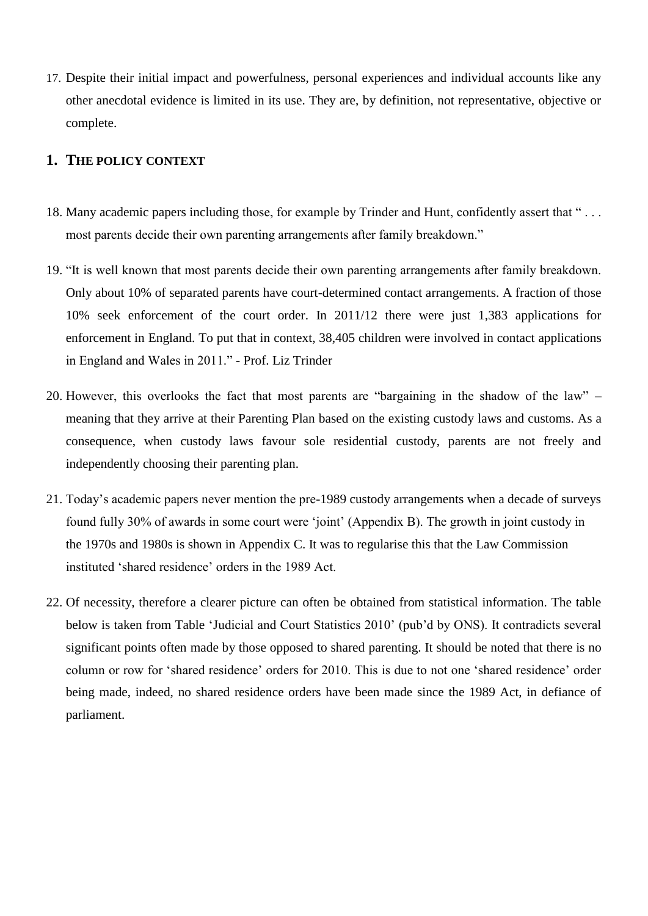17. Despite their initial impact and powerfulness, personal experiences and individual accounts like any other anecdotal evidence is limited in its use. They are, by definition, not representative, objective or complete.

## 1. THE POLICY CONTEXT

18. Many academic papers including those, for example by Trinder and Hunt, confidently assert that " . . . most parents decide their own parenting arrangements after family breakdown."

19. "It is well known that most parents decide their own parenting arrangements after family breakdown. Only about 10% of separated parents have court-determined contact arrangements. A fraction of those 10% seek enforcement of the court order. In 2011/12 there were just 1,383 applications for enforcement in England. To put that in context, 38,405 children were involved in contact applications in England and Wales in 2011." - Prof. Liz Trinder

20. However, this overlooks the fact that most parents are "bargaining in the shadow of the law" – meaning that they arrive at their Parenting Plan based on the existing custody laws and customs. As a consequence, when custody laws favour sole residential custody, parents are not freely and independently choosing their parenting plan.

21. Today's academic papers never mention the pre-1989 custody arrangements when a decade of surveys found fully 30% of awards in some court were 'joint' (Appendix B). The growth in joint custody in the 1970s and 1980s is shown in Appendix C. It was to regularise this that the Law Commission instituted 'shared residence' orders in the 1989 Act.

22. Of necessity, therefore a clearer picture can often be obtained from statistical information. The table below is taken from Table 'Judicial and Court Statistics 2010' (pub'd by ONS). It contradicts several significant points often made by those opposed to shared parenting. It should be noted that there is no column or row for 'shared residence' orders for 2010. This is due to not one 'shared residence' order being made, indeed, no shared residence orders have been made since the 1989 Act, in defiance of parliament.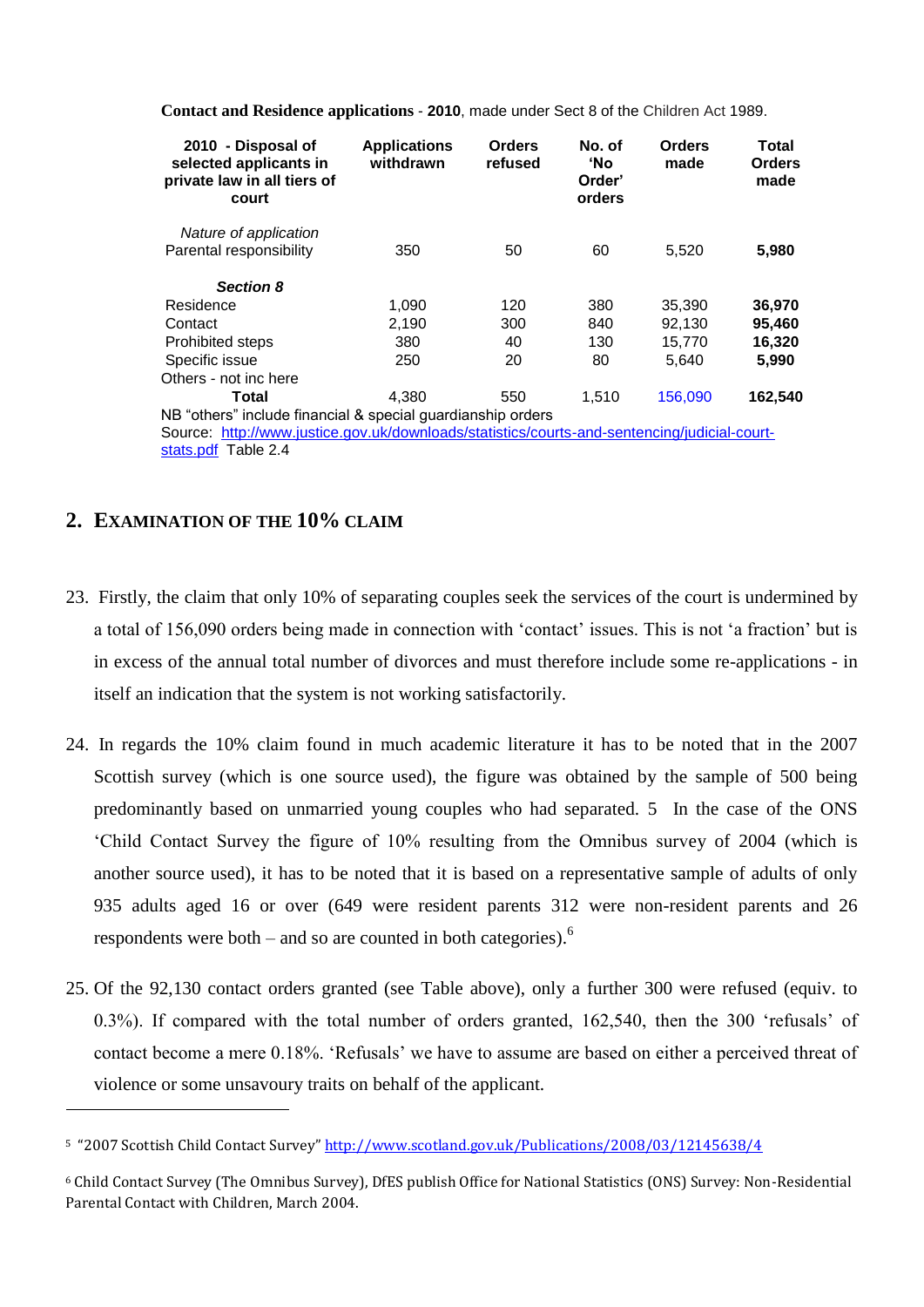**Contact and Residence applications** - **2010**, made under Sect 8 of the Children Act 1989.

| 2010 - Disposal of selected applicants in private law in all tiers of court | Applications withdrawn | Orders refused | No. of 'No Order' orders | Orders made | Total Orders made |
|---|---|---|---|---|---|
| *Nature of application* | | | | | |
| Parental responsibility | 350 | 50 | 60 | 5,520 | **5,980** |
| ***Section 8*** | | | | | |
| Residence | 1,090 | 120 | 380 | 35,390 | **36,970** |
| Contact | 2,190 | 300 | 840 | 92,130 | **95,460** |
| Prohibited steps | 380 | 40 | 130 | 15,770 | **16,320** |
| Specific issue | 250 | 20 | 80 | 5,640 | **5,990** |
| Others - not inc here | | | | | |
| **Total** | 4,380 | 550 | 1,510 | 156,090 | **162,540** |

NB "others" include financial & special guardianship orders

Source: http://www.justice.gov.uk/downloads/statistics/courts-and-sentencing/judicial-court-stats.pdf Table 2.4

## 2. EXAMINATION OF THE 10% CLAIM

23. Firstly, the claim that only 10% of separating couples seek the services of the court is undermined by a total of 156,090 orders being made in connection with 'contact' issues. This is not 'a fraction' but is in excess of the annual total number of divorces and must therefore include some re-applications - in itself an indication that the system is not working satisfactorily.

24. In regards the 10% claim found in much academic literature it has to be noted that in the 2007 Scottish survey (which is one source used), the figure was obtained by the sample of 500 being predominantly based on unmarried young couples who had separated. 5 In the case of the ONS 'Child Contact Survey the figure of 10% resulting from the Omnibus survey of 2004 (which is another source used), it has to be noted that it is based on a representative sample of adults of only 935 adults aged 16 or over (649 were resident parents 312 were non-resident parents and 26 respondents were both – and so are counted in both categories).[6]

25. Of the 92,130 contact orders granted (see Table above), only a further 300 were refused (equiv. to 0.3%). If compared with the total number of orders granted, 162,540, then the 300 'refusals' of contact become a mere 0.18%. 'Refusals' we have to assume are based on either a perceived threat of violence or some unsavoury traits on behalf of the applicant.

---

[5] "2007 Scottish Child Contact Survey" http://www.scotland.gov.uk/Publications/2008/03/12145638/4

[6] Child Contact Survey (The Omnibus Survey), DfES publish Office for National Statistics (ONS) Survey: Non-Residential Parental Contact with Children, March 2004.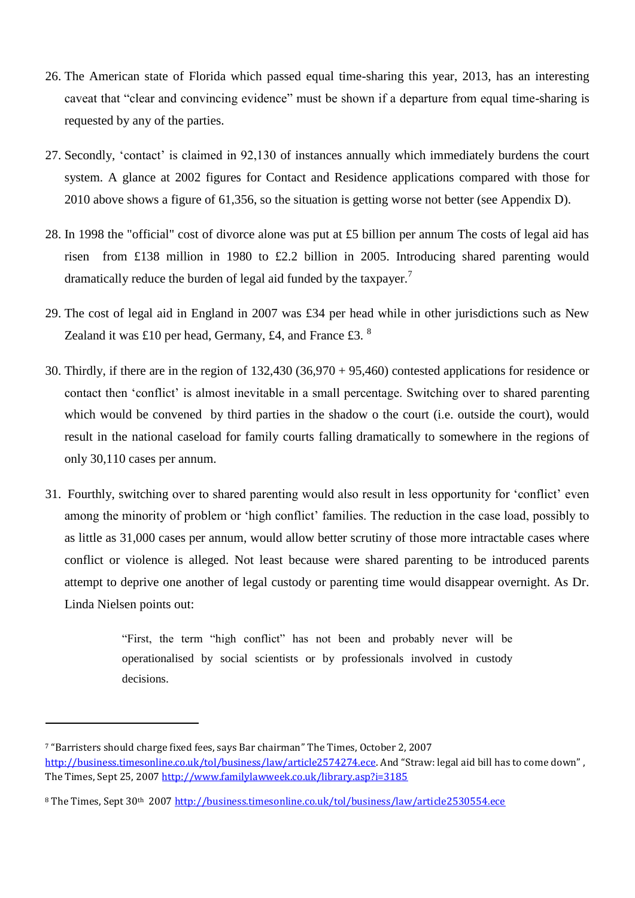26. The American state of Florida which passed equal time-sharing this year, 2013, has an interesting caveat that "clear and convincing evidence" must be shown if a departure from equal time-sharing is requested by any of the parties.

27. Secondly, 'contact' is claimed in 92,130 of instances annually which immediately burdens the court system. A glance at 2002 figures for Contact and Residence applications compared with those for 2010 above shows a figure of 61,356, so the situation is getting worse not better (see Appendix D).

28. In 1998 the "official" cost of divorce alone was put at £5 billion per annum The costs of legal aid has risen from £138 million in 1980 to £2.2 billion in 2005. Introducing shared parenting would dramatically reduce the burden of legal aid funded by the taxpayer.[7]

29. The cost of legal aid in England in 2007 was £34 per head while in other jurisdictions such as New Zealand it was £10 per head, Germany, £4, and France £3. [8]

30. Thirdly, if there are in the region of 132,430 (36,970 + 95,460) contested applications for residence or contact then 'conflict' is almost inevitable in a small percentage. Switching over to shared parenting which would be convened by third parties in the shadow o the court (i.e. outside the court), would result in the national caseload for family courts falling dramatically to somewhere in the regions of only 30,110 cases per annum.

31. Fourthly, switching over to shared parenting would also result in less opportunity for 'conflict' even among the minority of problem or 'high conflict' families. The reduction in the case load, possibly to as little as 31,000 cases per annum, would allow better scrutiny of those more intractable cases where conflict or violence is alleged. Not least because were shared parenting to be introduced parents attempt to deprive one another of legal custody or parenting time would disappear overnight. As Dr. Linda Nielsen points out:

> "First, the term "high conflict" has not been and probably never will be operationalised by social scientists or by professionals involved in custody decisions.

---

[7] "Barristers should charge fixed fees, says Bar chairman" The Times, October 2, 2007 http://business.timesonline.co.uk/tol/business/law/article2574274.ece. And "Straw: legal aid bill has to come down" , The Times, Sept 25, 2007 http://www.familylawweek.co.uk/library.asp?i=3185

[8] The Times, Sept 30th 2007 http://business.timesonline.co.uk/tol/business/law/article2530554.ece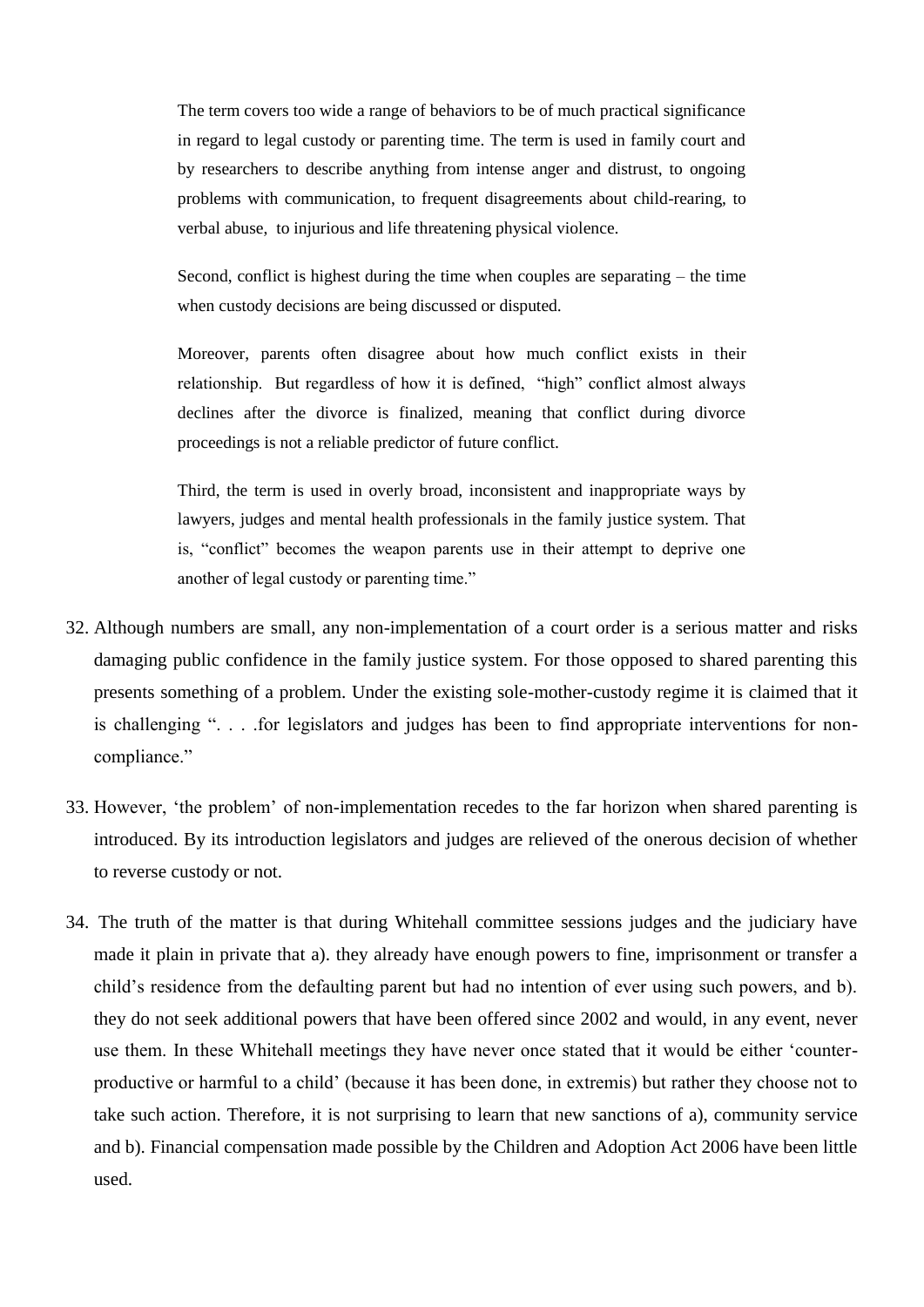> The term covers too wide a range of behaviors to be of much practical significance in regard to legal custody or parenting time. The term is used in family court and by researchers to describe anything from intense anger and distrust, to ongoing problems with communication, to frequent disagreements about child-rearing, to verbal abuse, to injurious and life threatening physical violence.
>
> Second, conflict is highest during the time when couples are separating – the time when custody decisions are being discussed or disputed.
>
> Moreover, parents often disagree about how much conflict exists in their relationship. But regardless of how it is defined, "high" conflict almost always declines after the divorce is finalized, meaning that conflict during divorce proceedings is not a reliable predictor of future conflict.
>
> Third, the term is used in overly broad, inconsistent and inappropriate ways by lawyers, judges and mental health professionals in the family justice system. That is, "conflict" becomes the weapon parents use in their attempt to deprive one another of legal custody or parenting time."

32. Although numbers are small, any non-implementation of a court order is a serious matter and risks damaging public confidence in the family justice system. For those opposed to shared parenting this presents something of a problem. Under the existing sole-mother-custody regime it is claimed that it is challenging ". . . .for legislators and judges has been to find appropriate interventions for non-compliance."

33. However, 'the problem' of non-implementation recedes to the far horizon when shared parenting is introduced. By its introduction legislators and judges are relieved of the onerous decision of whether to reverse custody or not.

34. The truth of the matter is that during Whitehall committee sessions judges and the judiciary have made it plain in private that a). they already have enough powers to fine, imprisonment or transfer a child's residence from the defaulting parent but had no intention of ever using such powers, and b). they do not seek additional powers that have been offered since 2002 and would, in any event, never use them. In these Whitehall meetings they have never once stated that it would be either 'counter-productive or harmful to a child' (because it has been done, in extremis) but rather they choose not to take such action. Therefore, it is not surprising to learn that new sanctions of a), community service and b). Financial compensation made possible by the Children and Adoption Act 2006 have been little used.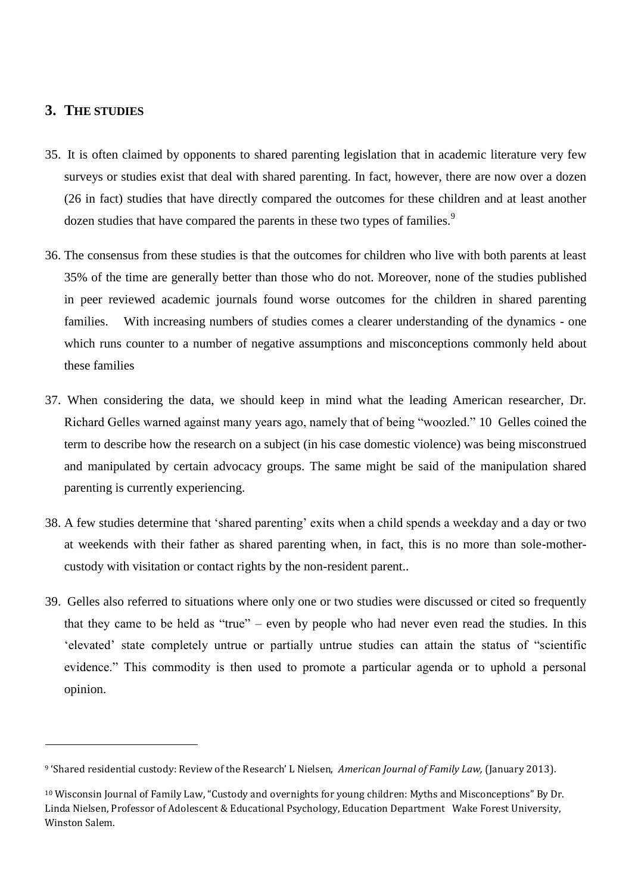## 3. THE STUDIES

35. It is often claimed by opponents to shared parenting legislation that in academic literature very few surveys or studies exist that deal with shared parenting. In fact, however, there are now over a dozen (26 in fact) studies that have directly compared the outcomes for these children and at least another dozen studies that have compared the parents in these two types of families.[9]

36. The consensus from these studies is that the outcomes for children who live with both parents at least 35% of the time are generally better than those who do not. Moreover, none of the studies published in peer reviewed academic journals found worse outcomes for the children in shared parenting families. With increasing numbers of studies comes a clearer understanding of the dynamics - one which runs counter to a number of negative assumptions and misconceptions commonly held about these families

37. When considering the data, we should keep in mind what the leading American researcher, Dr. Richard Gelles warned against many years ago, namely that of being "woozled." 10 Gelles coined the term to describe how the research on a subject (in his case domestic violence) was being misconstrued and manipulated by certain advocacy groups. The same might be said of the manipulation shared parenting is currently experiencing.

38. A few studies determine that 'shared parenting' exits when a child spends a weekday and a day or two at weekends with their father as shared parenting when, in fact, this is no more than sole-mother-custody with visitation or contact rights by the non-resident parent..

39. Gelles also referred to situations where only one or two studies were discussed or cited so frequently that they came to be held as "true" – even by people who had never even read the studies. In this 'elevated' state completely untrue or partially untrue studies can attain the status of "scientific evidence." This commodity is then used to promote a particular agenda or to uphold a personal opinion.

---

[9] 'Shared residential custody: Review of the Research' L Nielsen, *American Journal of Family Law,* (January 2013).

[10] Wisconsin Journal of Family Law, "Custody and overnights for young children: Myths and Misconceptions" By Dr. Linda Nielsen, Professor of Adolescent & Educational Psychology, Education Department Wake Forest University, Winston Salem.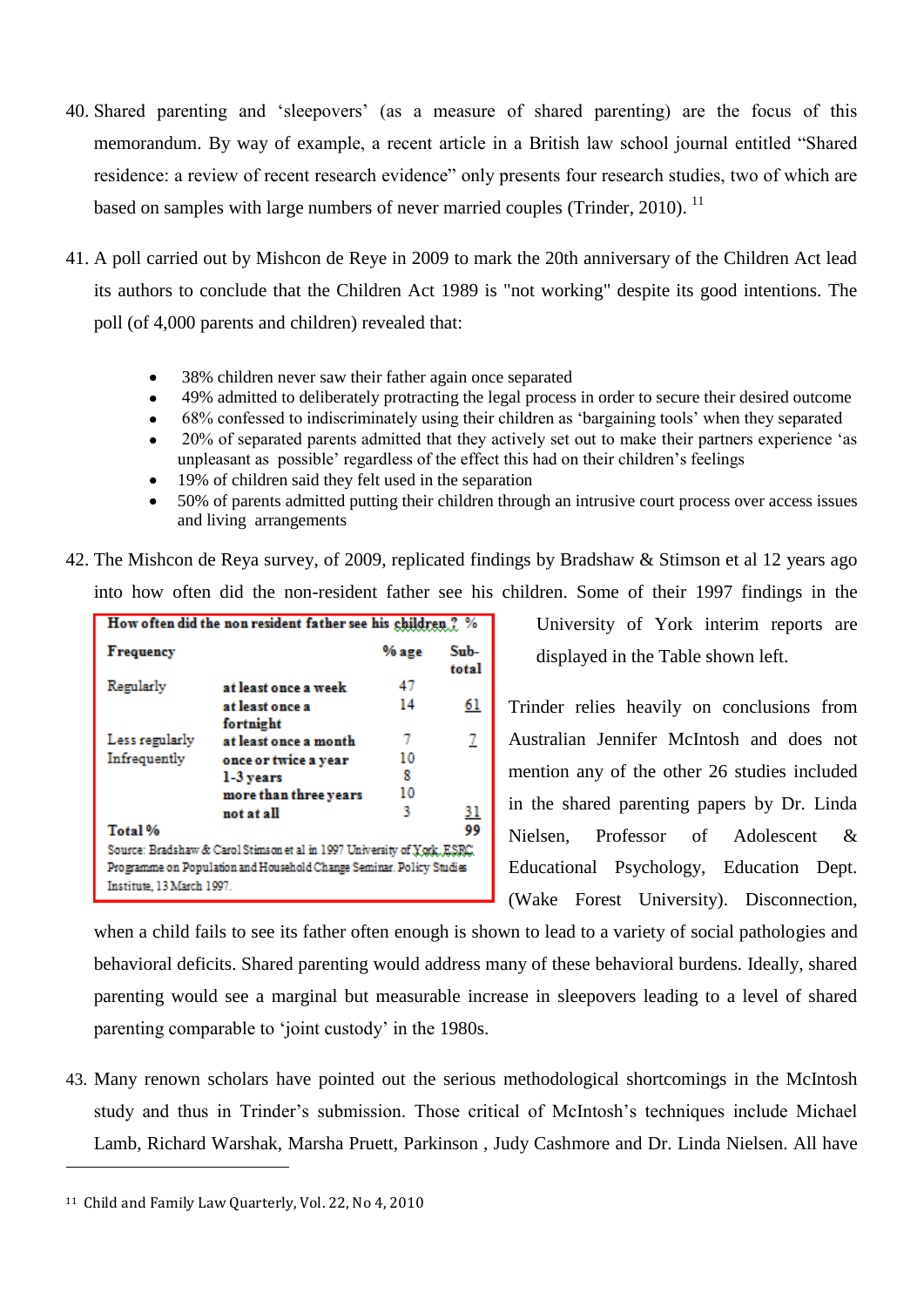40. Shared parenting and 'sleepovers' (as a measure of shared parenting) are the focus of this memorandum. By way of example, a recent article in a British law school journal entitled "Shared residence: a review of recent research evidence" only presents four research studies, two of which are based on samples with large numbers of never married couples (Trinder, 2010). [11]

41. A poll carried out by Mishcon de Reye in 2009 to mark the 20th anniversary of the Children Act lead its authors to conclude that the Children Act 1989 is "not working" despite its good intentions. The poll (of 4,000 parents and children) revealed that:

- 38% children never saw their father again once separated
- 49% admitted to deliberately protracting the legal process in order to secure their desired outcome
- 68% confessed to indiscriminately using their children as 'bargaining tools' when they separated
- 20% of separated parents admitted that they actively set out to make their partners experience 'as unpleasant as possible' regardless of the effect this had on their children's feelings
- 19% of children said they felt used in the separation
- 50% of parents admitted putting their children through an intrusive court process over access issues and living arrangements

42. The Mishcon de Reya survey, of 2009, replicated findings by Bradshaw & Stimson et al 12 years ago into how often did the non-resident father see his children. Some of their 1997 findings in the University of York interim reports are displayed in the Table shown left.

**How often did the non resident father see his children ? %**

| Frequency | | % age | Sub-total |
|---|---|---|---|
| Regularly | at least once a week | 47 | |
| | at least once a fortnight | 14 | 61 |
| Less regularly | at least once a month | 7 | 7 |
| Infrequently | once or twice a year | 10 | |
| | 1-3 years | 8 | |
| | more than three years | 10 | |
| | not at all | 3 | 31 |
| Total % | | | 99 |

Source: Bradshaw & Carol Stimson et al in 1997 University of York, ESRC Programme on Population and Household Change Seminar. Policy Studies Institute, 13 March 1997.

Trinder relies heavily on conclusions from Australian Jennifer McIntosh and does not mention any of the other 26 studies included in the shared parenting papers by Dr. Linda Nielsen, Professor of Adolescent & Educational Psychology, Education Dept. (Wake Forest University). Disconnection, when a child fails to see its father often enough is shown to lead to a variety of social pathologies and behavioral deficits. Shared parenting would address many of these behavioral burdens. Ideally, shared parenting would see a marginal but measurable increase in sleepovers leading to a level of shared parenting comparable to 'joint custody' in the 1980s.

43. Many renown scholars have pointed out the serious methodological shortcomings in the McIntosh study and thus in Trinder's submission. Those critical of McIntosh's techniques include Michael Lamb, Richard Warshak, Marsha Pruett, Parkinson , Judy Cashmore and Dr. Linda Nielsen. All have

---

[11] Child and Family Law Quarterly, Vol. 22, No 4, 2010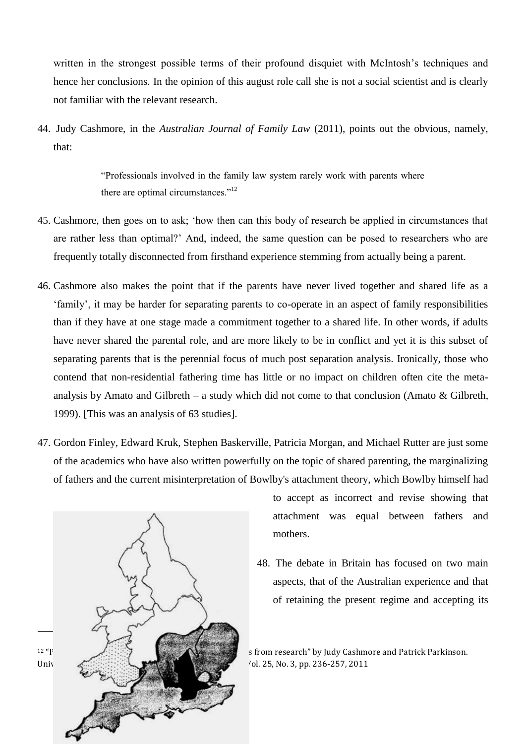written in the strongest possible terms of their profound disquiet with McIntosh's techniques and hence her conclusions. In the opinion of this august role call she is not a social scientist and is clearly not familiar with the relevant research.

44. Judy Cashmore, in the *Australian Journal of Family Law* (2011), points out the obvious, namely, that:

> "Professionals involved in the family law system rarely work with parents where there are optimal circumstances."[12]

45. Cashmore, then goes on to ask; 'how then can this body of research be applied in circumstances that are rather less than optimal?' And, indeed, the same question can be posed to researchers who are frequently totally disconnected from firsthand experience stemming from actually being a parent.

46. Cashmore also makes the point that if the parents have never lived together and shared life as a 'family', it may be harder for separating parents to co-operate in an aspect of family responsibilities than if they have at one stage made a commitment together to a shared life. In other words, if adults have never shared the parental role, and are more likely to be in conflict and yet it is this subset of separating parents that is the perennial focus of much post separation analysis. Ironically, those who contend that non-residential fathering time has little or no impact on children often cite the meta-analysis by Amato and Gilbreth – a study which did not come to that conclusion (Amato & Gilbreth, 1999). [This was an analysis of 63 studies].

47. Gordon Finley, Edward Kruk, Stephen Baskerville, Patricia Morgan, and Michael Rutter are just some of the academics who have also written powerfully on the topic of shared parenting, the marginalizing of fathers and the current misinterpretation of Bowlby's attachment theory, which Bowlby himself had to accept as incorrect and revise showing that attachment was equal between fathers and mothers.

48. The debate in Britain has focused on two main aspects, that of the Australian experience and that of retaining the present regime and accepting its

---

[12] "P... s from research" by Judy Cashmore and Patrick Parkinson. Univ... Vol. 25, No. 3, pp. 236-257, 2011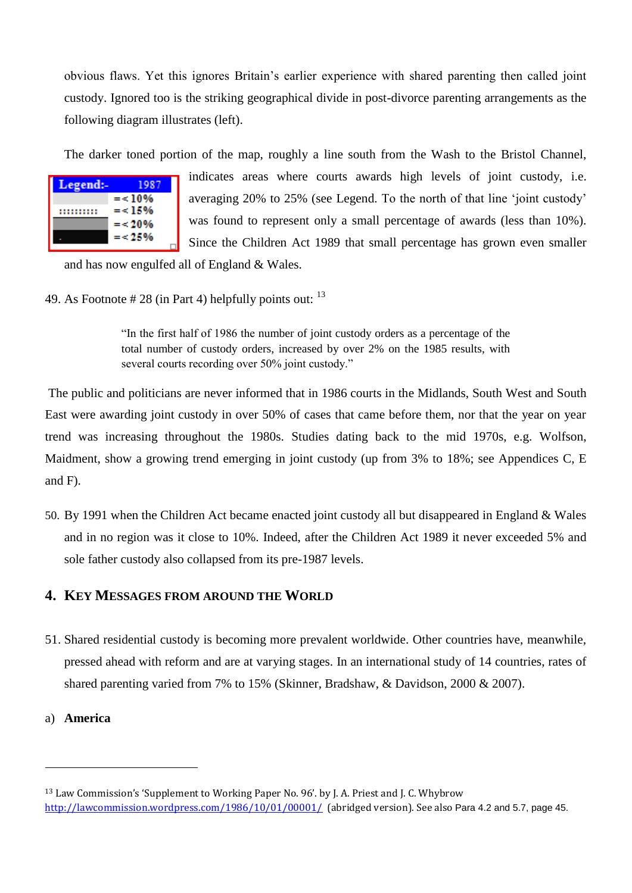obvious flaws. Yet this ignores Britain's earlier experience with shared parenting then called joint custody. Ignored too is the striking geographical divide in post-divorce parenting arrangements as the following diagram illustrates (left).

The darker toned portion of the map, roughly a line south from the Wash to the Bristol Channel, indicates areas where courts awards high levels of joint custody, i.e. averaging 20% to 25% (see Legend. To the north of that line 'joint custody' was found to represent only a small percentage of awards (less than 10%). Since the Children Act 1989 that small percentage has grown even smaller and has now engulfed all of England & Wales.

| Legend:- | 1987 |
|---|---|
| | =< 10% |
| | =< 15% |
| | =< 20% |
| | =< 25% |

49. As Footnote # 28 (in Part 4) helpfully points out: [13]

> "In the first half of 1986 the number of joint custody orders as a percentage of the total number of custody orders, increased by over 2% on the 1985 results, with several courts recording over 50% joint custody."

The public and politicians are never informed that in 1986 courts in the Midlands, South West and South East were awarding joint custody in over 50% of cases that came before them, nor that the year on year trend was increasing throughout the 1980s. Studies dating back to the mid 1970s, e.g. Wolfson, Maidment, show a growing trend emerging in joint custody (up from 3% to 18%; see Appendices C, E and F).

50. By 1991 when the Children Act became enacted joint custody all but disappeared in England & Wales and in no region was it close to 10%. Indeed, after the Children Act 1989 it never exceeded 5% and sole father custody also collapsed from its pre-1987 levels.

## 4. Key Messages from around the World

51. Shared residential custody is becoming more prevalent worldwide. Other countries have, meanwhile, pressed ahead with reform and are at varying stages. In an international study of 14 countries, rates of shared parenting varied from 7% to 15% (Skinner, Bradshaw, & Davidson, 2000 & 2007).

a) **America**

---

[13] Law Commission's 'Supplement to Working Paper No. 96'. by J. A. Priest and J. C. Whybrow http://lawcommission.wordpress.com/1986/10/01/00001/ (abridged version). See also Para 4.2 and 5.7, page 45.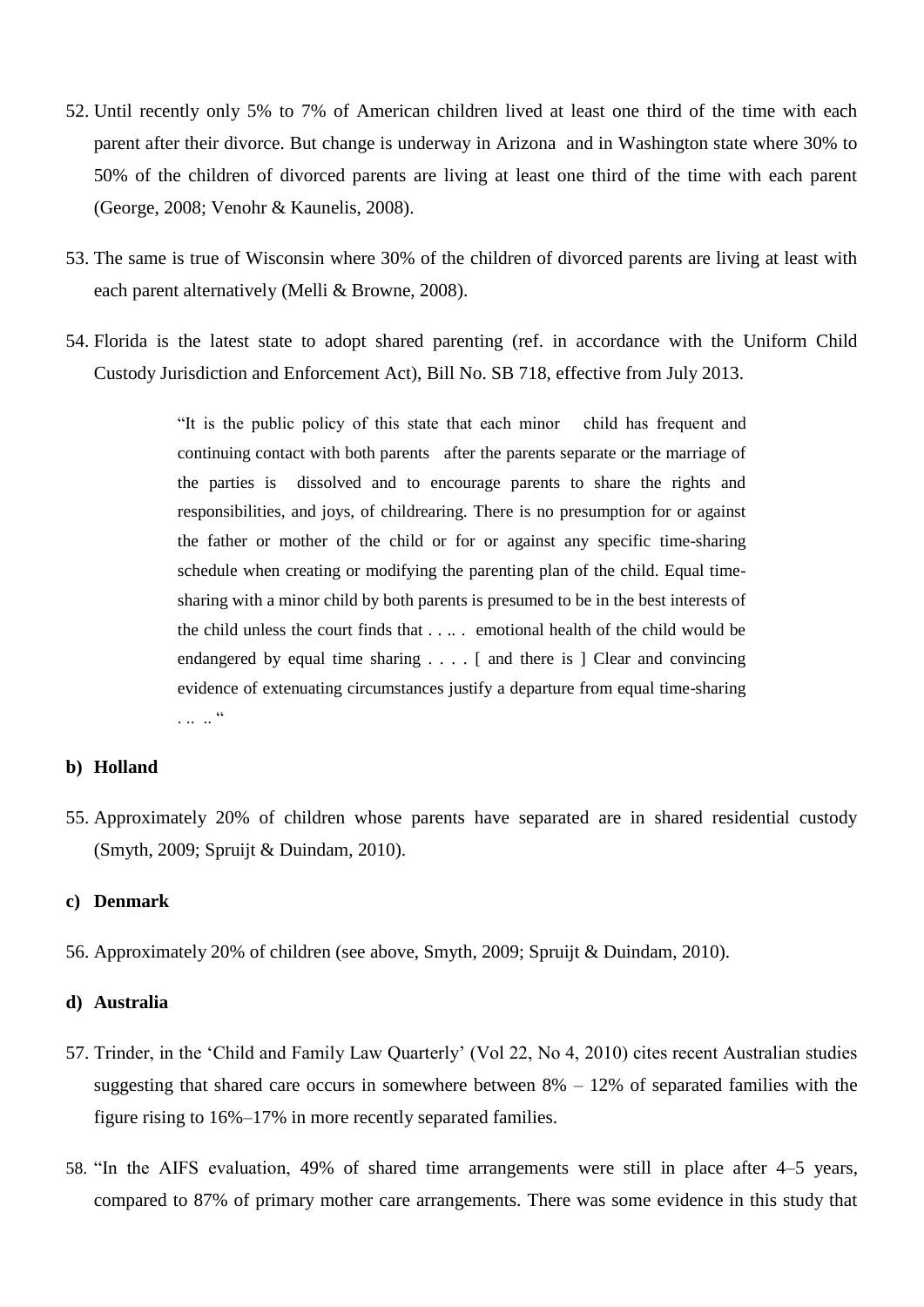52. Until recently only 5% to 7% of American children lived at least one third of the time with each parent after their divorce. But change is underway in Arizona and in Washington state where 30% to 50% of the children of divorced parents are living at least one third of the time with each parent (George, 2008; Venohr & Kaunelis, 2008).

53. The same is true of Wisconsin where 30% of the children of divorced parents are living at least with each parent alternatively (Melli & Browne, 2008).

54. Florida is the latest state to adopt shared parenting (ref. in accordance with the Uniform Child Custody Jurisdiction and Enforcement Act), Bill No. SB 718, effective from July 2013.

> "It is the public policy of this state that each minor child has frequent and continuing contact with both parents after the parents separate or the marriage of the parties is dissolved and to encourage parents to share the rights and responsibilities, and joys, of childrearing. There is no presumption for or against the father or mother of the child or for or against any specific time-sharing schedule when creating or modifying the parenting plan of the child. Equal time-sharing with a minor child by both parents is presumed to be in the best interests of the child unless the court finds that . . .. . emotional health of the child would be endangered by equal time sharing . . . . [ and there is ] Clear and convincing evidence of extenuating circumstances justify a departure from equal time-sharing . .. .. "

### b) Holland

55. Approximately 20% of children whose parents have separated are in shared residential custody (Smyth, 2009; Spruijt & Duindam, 2010).

### c) Denmark

56. Approximately 20% of children (see above, Smyth, 2009; Spruijt & Duindam, 2010).

### d) Australia

57. Trinder, in the 'Child and Family Law Quarterly' (Vol 22, No 4, 2010) cites recent Australian studies suggesting that shared care occurs in somewhere between 8% – 12% of separated families with the figure rising to 16%–17% in more recently separated families.

58. "In the AIFS evaluation, 49% of shared time arrangements were still in place after 4–5 years, compared to 87% of primary mother care arrangements. There was some evidence in this study that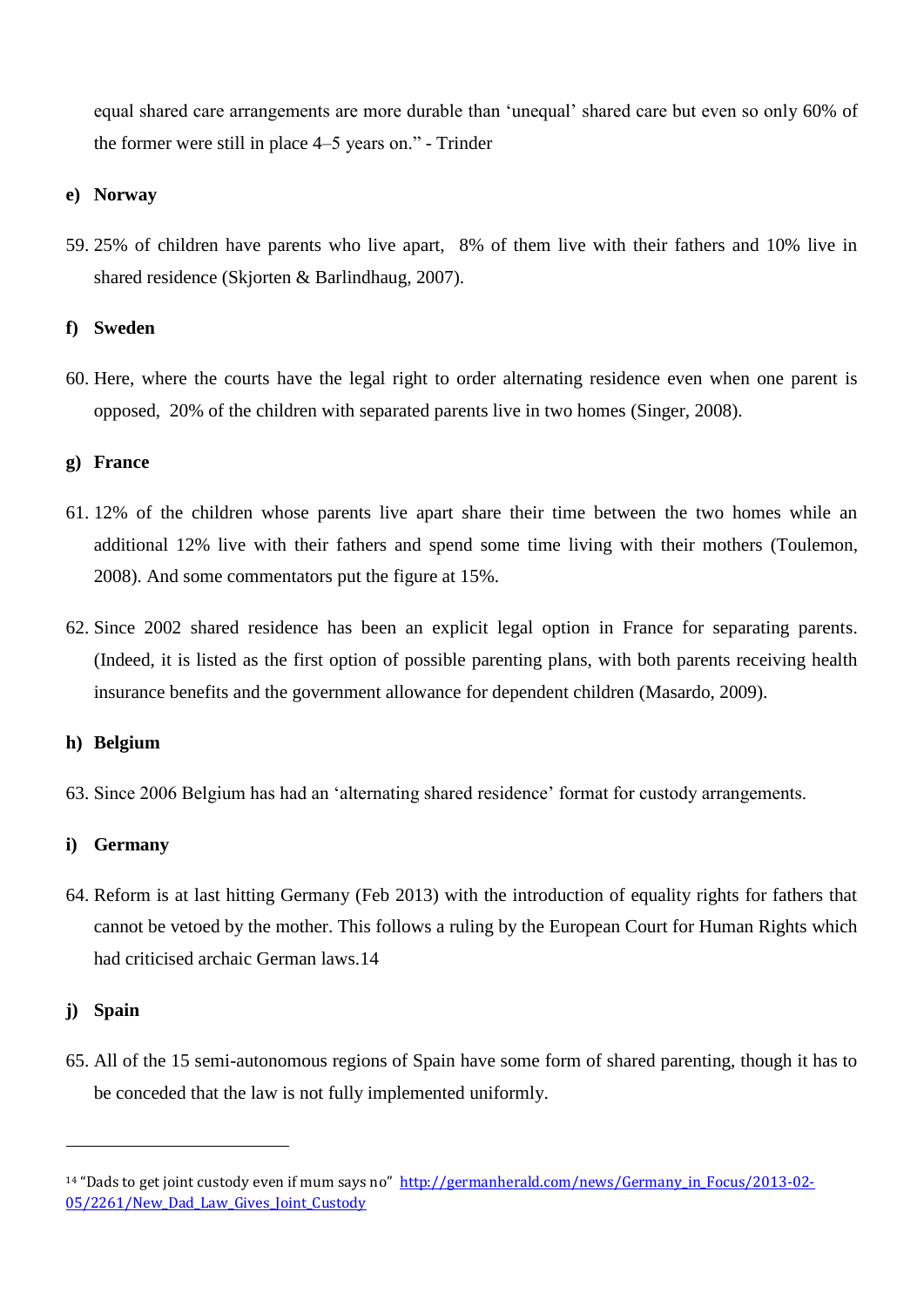equal shared care arrangements are more durable than 'unequal' shared care but even so only 60% of the former were still in place 4–5 years on." - Trinder

**e) Norway**

59. 25% of children have parents who live apart, 8% of them live with their fathers and 10% live in shared residence (Skjorten & Barlindhaug, 2007).

**f) Sweden**

60. Here, where the courts have the legal right to order alternating residence even when one parent is opposed, 20% of the children with separated parents live in two homes (Singer, 2008).

**g) France**

61. 12% of the children whose parents live apart share their time between the two homes while an additional 12% live with their fathers and spend some time living with their mothers (Toulemon, 2008). And some commentators put the figure at 15%.

62. Since 2002 shared residence has been an explicit legal option in France for separating parents. (Indeed, it is listed as the first option of possible parenting plans, with both parents receiving health insurance benefits and the government allowance for dependent children (Masardo, 2009).

**h) Belgium**

63. Since 2006 Belgium has had an 'alternating shared residence' format for custody arrangements.

**i) Germany**

64. Reform is at last hitting Germany (Feb 2013) with the introduction of equality rights for fathers that cannot be vetoed by the mother. This follows a ruling by the European Court for Human Rights which had criticised archaic German laws.[14]

**j) Spain**

65. All of the 15 semi-autonomous regions of Spain have some form of shared parenting, though it has to be conceded that the law is not fully implemented uniformly.

---

[14] "Dads to get joint custody even if mum says no" http://germanherald.com/news/Germany_in_Focus/2013-02-05/2261/New_Dad_Law_Gives_Joint_Custody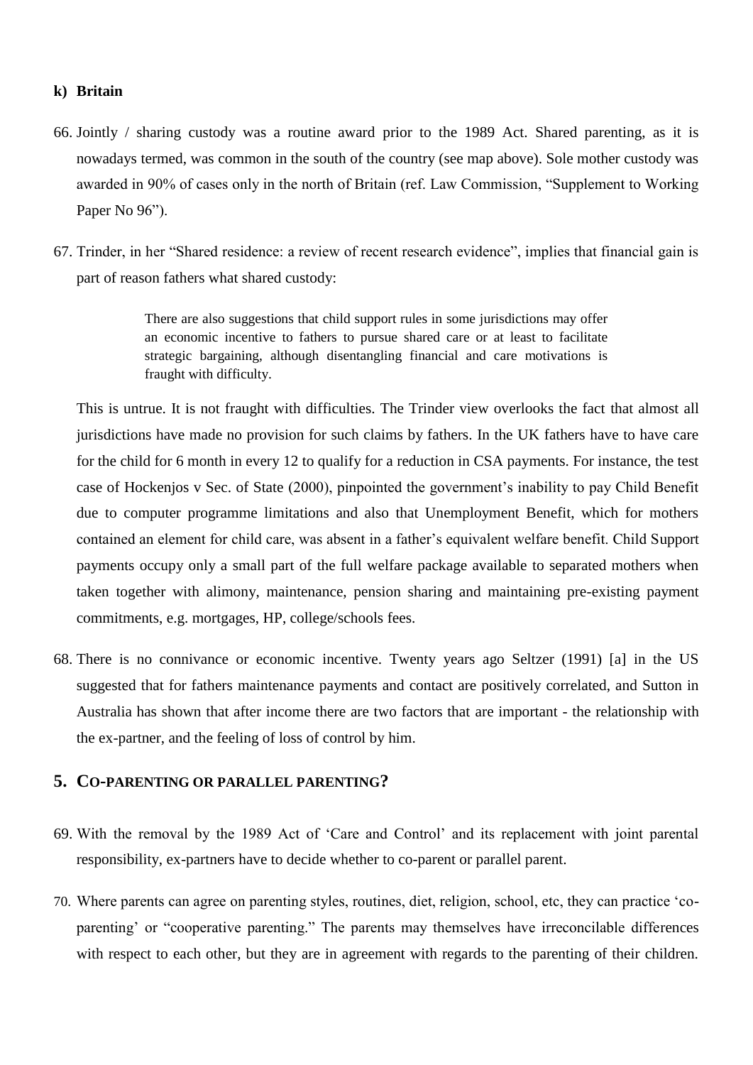**k) Britain**

66. Jointly / sharing custody was a routine award prior to the 1989 Act. Shared parenting, as it is nowadays termed, was common in the south of the country (see map above). Sole mother custody was awarded in 90% of cases only in the north of Britain (ref. Law Commission, "Supplement to Working Paper No 96").

67. Trinder, in her "Shared residence: a review of recent research evidence", implies that financial gain is part of reason fathers what shared custody:

    > There are also suggestions that child support rules in some jurisdictions may offer an economic incentive to fathers to pursue shared care or at least to facilitate strategic bargaining, although disentangling financial and care motivations is fraught with difficulty.

    This is untrue. It is not fraught with difficulties. The Trinder view overlooks the fact that almost all jurisdictions have made no provision for such claims by fathers. In the UK fathers have to have care for the child for 6 month in every 12 to qualify for a reduction in CSA payments. For instance, the test case of Hockenjos v Sec. of State (2000), pinpointed the government's inability to pay Child Benefit due to computer programme limitations and also that Unemployment Benefit, which for mothers contained an element for child care, was absent in a father's equivalent welfare benefit. Child Support payments occupy only a small part of the full welfare package available to separated mothers when taken together with alimony, maintenance, pension sharing and maintaining pre-existing payment commitments, e.g. mortgages, HP, college/schools fees.

68. There is no connivance or economic incentive. Twenty years ago Seltzer (1991) [a] in the US suggested that for fathers maintenance payments and contact are positively correlated, and Sutton in Australia has shown that after income there are two factors that are important - the relationship with the ex-partner, and the feeling of loss of control by him.

## 5. Co-parenting or parallel parenting?

69. With the removal by the 1989 Act of 'Care and Control' and its replacement with joint parental responsibility, ex-partners have to decide whether to co-parent or parallel parent.

70. Where parents can agree on parenting styles, routines, diet, religion, school, etc, they can practice 'co-parenting' or "cooperative parenting." The parents may themselves have irreconcilable differences with respect to each other, but they are in agreement with regards to the parenting of their children.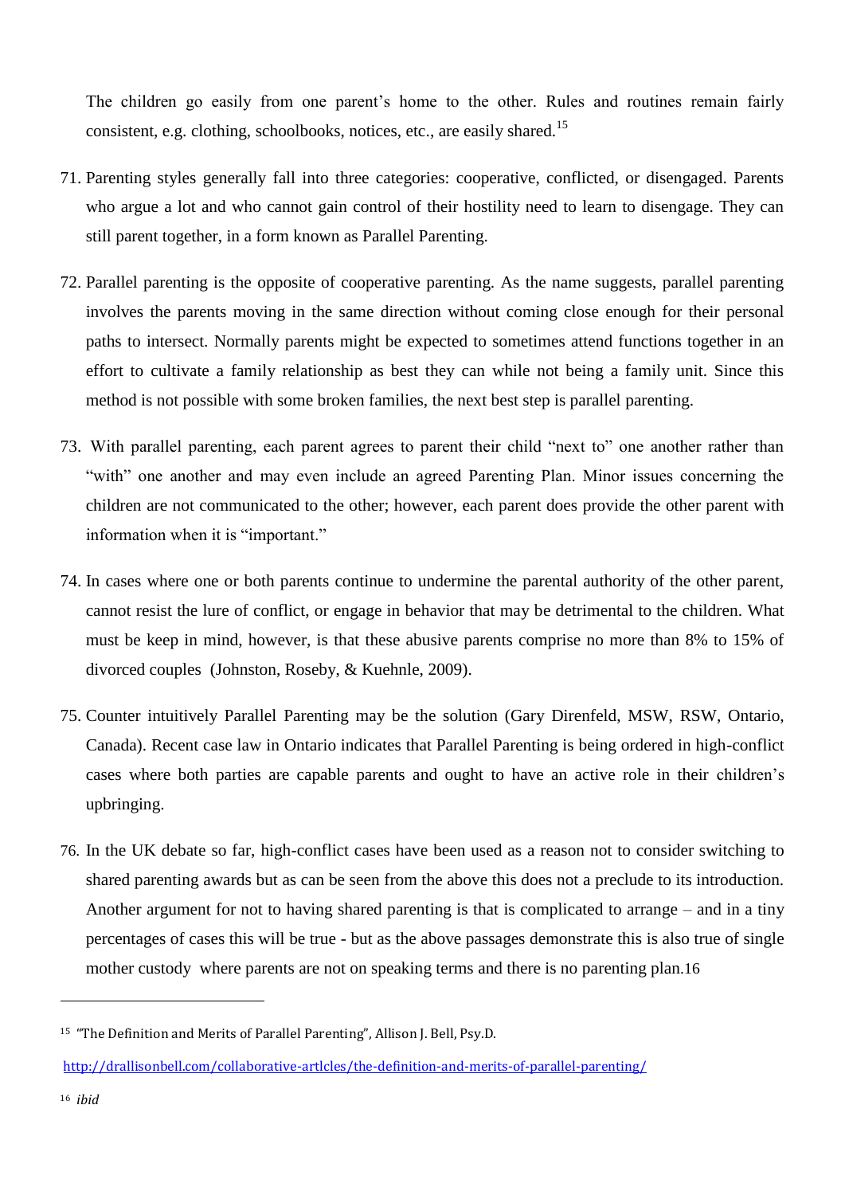The children go easily from one parent's home to the other. Rules and routines remain fairly consistent, e.g. clothing, schoolbooks, notices, etc., are easily shared.[15]

71. Parenting styles generally fall into three categories: cooperative, conflicted, or disengaged. Parents who argue a lot and who cannot gain control of their hostility need to learn to disengage. They can still parent together, in a form known as Parallel Parenting.

72. Parallel parenting is the opposite of cooperative parenting. As the name suggests, parallel parenting involves the parents moving in the same direction without coming close enough for their personal paths to intersect. Normally parents might be expected to sometimes attend functions together in an effort to cultivate a family relationship as best they can while not being a family unit. Since this method is not possible with some broken families, the next best step is parallel parenting.

73. With parallel parenting, each parent agrees to parent their child "next to" one another rather than "with" one another and may even include an agreed Parenting Plan. Minor issues concerning the children are not communicated to the other; however, each parent does provide the other parent with information when it is "important."

74. In cases where one or both parents continue to undermine the parental authority of the other parent, cannot resist the lure of conflict, or engage in behavior that may be detrimental to the children. What must be keep in mind, however, is that these abusive parents comprise no more than 8% to 15% of divorced couples (Johnston, Roseby, & Kuehnle, 2009).

75. Counter intuitively Parallel Parenting may be the solution (Gary Direnfeld, MSW, RSW, Ontario, Canada). Recent case law in Ontario indicates that Parallel Parenting is being ordered in high-conflict cases where both parties are capable parents and ought to have an active role in their children's upbringing.

76. In the UK debate so far, high-conflict cases have been used as a reason not to consider switching to shared parenting awards but as can be seen from the above this does not a preclude to its introduction. Another argument for not to having shared parenting is that is complicated to arrange – and in a tiny percentages of cases this will be true - but as the above passages demonstrate this is also true of single mother custody where parents are not on speaking terms and there is no parenting plan.[16]

---

[15] "The Definition and Merits of Parallel Parenting", Allison J. Bell, Psy.D.

http://drallisonbell.com/collaborative-artlcles/the-definition-and-merits-of-parallel-parenting/

[16] *ibid*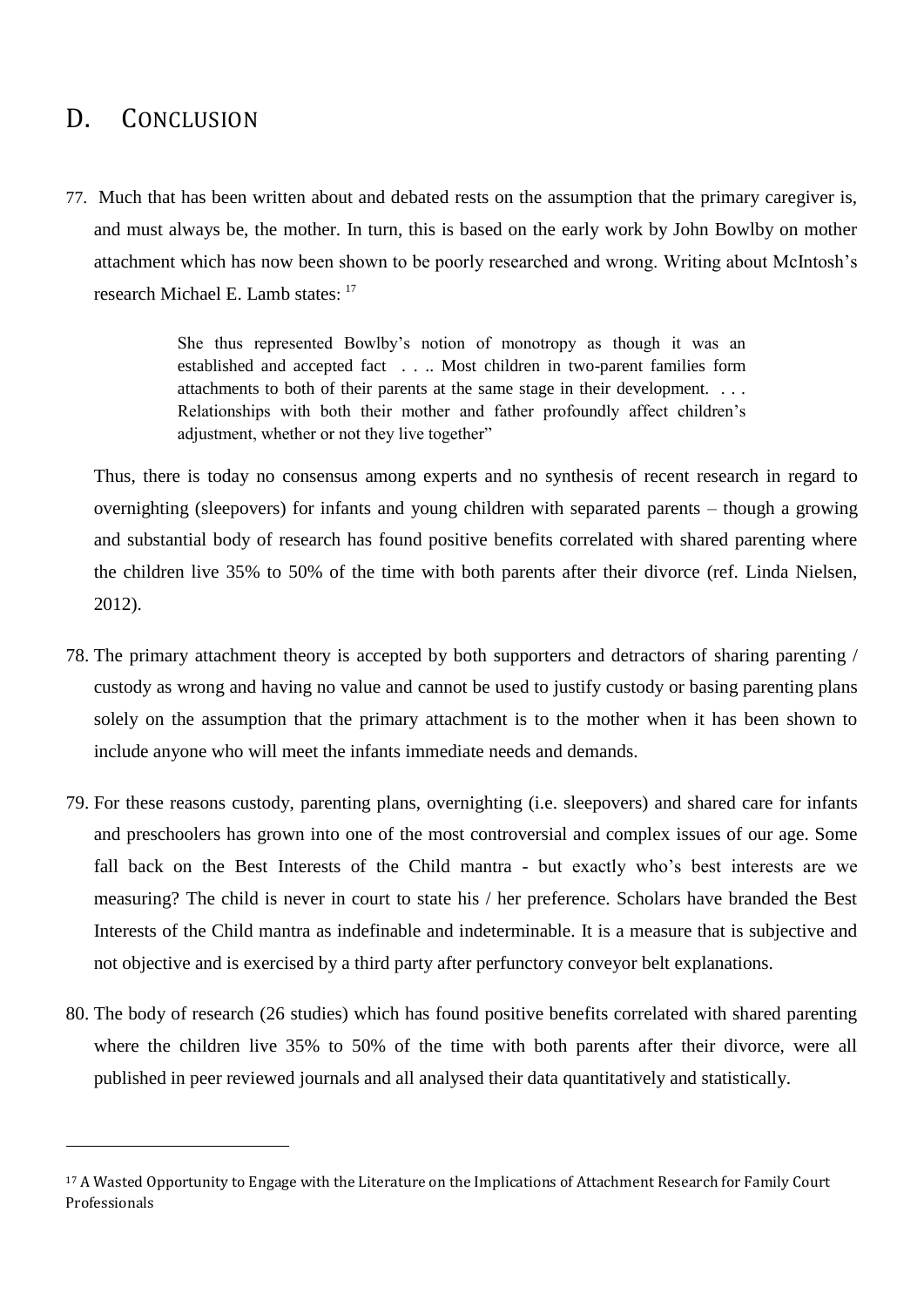# D. CONCLUSION

77. Much that has been written about and debated rests on the assumption that the primary caregiver is, and must always be, the mother. In turn, this is based on the early work by John Bowlby on mother attachment which has now been shown to be poorly researched and wrong. Writing about McIntosh's research Michael E. Lamb states: [17]

> She thus represented Bowlby's notion of monotropy as though it was an established and accepted fact . . .. Most children in two-parent families form attachments to both of their parents at the same stage in their development. . . . Relationships with both their mother and father profoundly affect children's adjustment, whether or not they live together"

Thus, there is today no consensus among experts and no synthesis of recent research in regard to overnighting (sleepovers) for infants and young children with separated parents – though a growing and substantial body of research has found positive benefits correlated with shared parenting where the children live 35% to 50% of the time with both parents after their divorce (ref. Linda Nielsen, 2012).

78. The primary attachment theory is accepted by both supporters and detractors of sharing parenting / custody as wrong and having no value and cannot be used to justify custody or basing parenting plans solely on the assumption that the primary attachment is to the mother when it has been shown to include anyone who will meet the infants immediate needs and demands.

79. For these reasons custody, parenting plans, overnighting (i.e. sleepovers) and shared care for infants and preschoolers has grown into one of the most controversial and complex issues of our age. Some fall back on the Best Interests of the Child mantra - but exactly who's best interests are we measuring? The child is never in court to state his / her preference. Scholars have branded the Best Interests of the Child mantra as indefinable and indeterminable. It is a measure that is subjective and not objective and is exercised by a third party after perfunctory conveyor belt explanations.

80. The body of research (26 studies) which has found positive benefits correlated with shared parenting where the children live 35% to 50% of the time with both parents after their divorce, were all published in peer reviewed journals and all analysed their data quantitatively and statistically.

---

[17] A Wasted Opportunity to Engage with the Literature on the Implications of Attachment Research for Family Court Professionals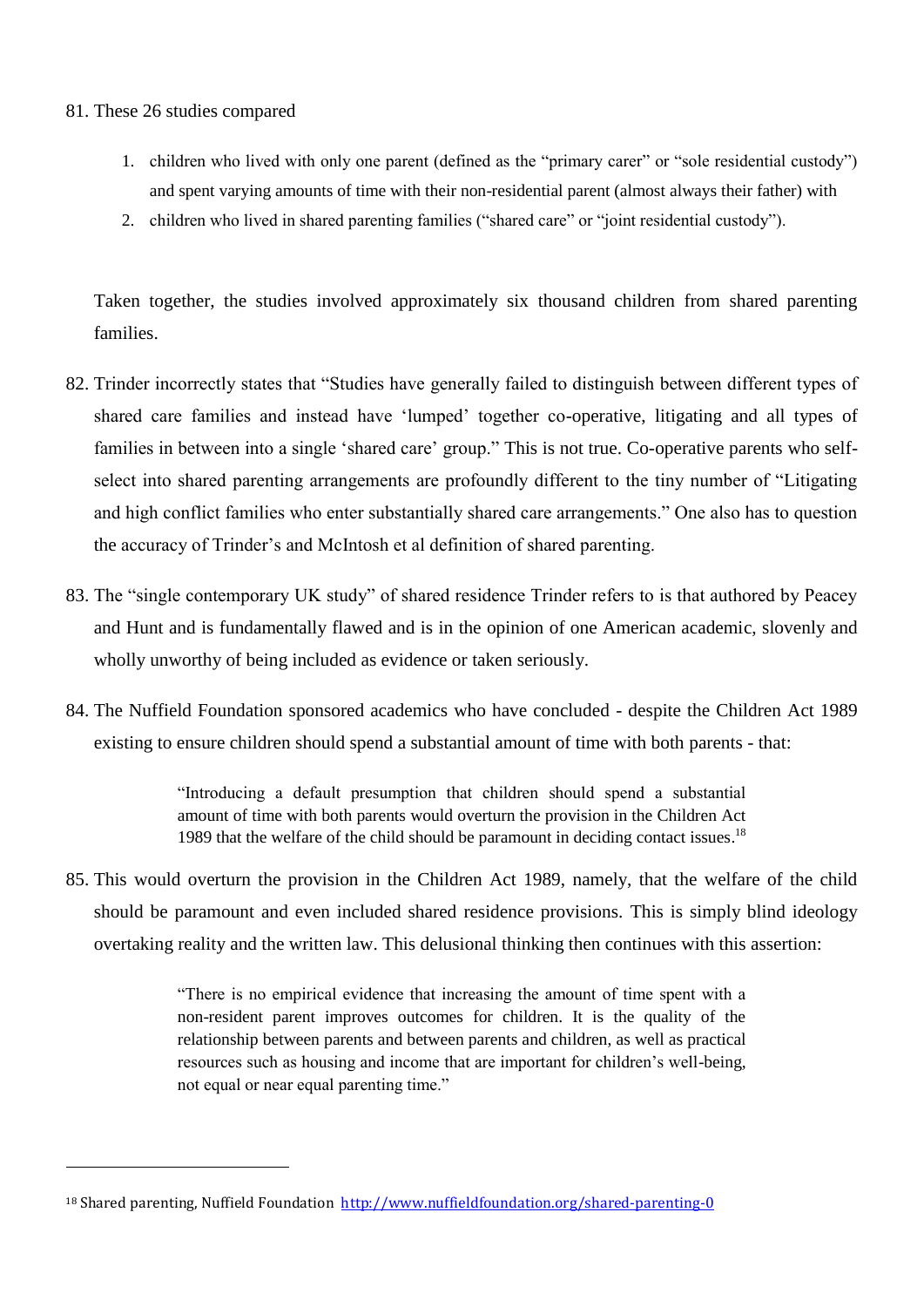81. These 26 studies compared

    1. children who lived with only one parent (defined as the "primary carer" or "sole residential custody") and spent varying amounts of time with their non-residential parent (almost always their father) with
    2. children who lived in shared parenting families ("shared care" or "joint residential custody").

    Taken together, the studies involved approximately six thousand children from shared parenting families.

82. Trinder incorrectly states that "Studies have generally failed to distinguish between different types of shared care families and instead have 'lumped' together co-operative, litigating and all types of families in between into a single 'shared care' group." This is not true. Co-operative parents who self-select into shared parenting arrangements are profoundly different to the tiny number of "Litigating and high conflict families who enter substantially shared care arrangements." One also has to question the accuracy of Trinder's and McIntosh et al definition of shared parenting.

83. The "single contemporary UK study" of shared residence Trinder refers to is that authored by Peacey and Hunt and is fundamentally flawed and is in the opinion of one American academic, slovenly and wholly unworthy of being included as evidence or taken seriously.

84. The Nuffield Foundation sponsored academics who have concluded - despite the Children Act 1989 existing to ensure children should spend a substantial amount of time with both parents - that:

    > "Introducing a default presumption that children should spend a substantial amount of time with both parents would overturn the provision in the Children Act 1989 that the welfare of the child should be paramount in deciding contact issues.[18]

85. This would overturn the provision in the Children Act 1989, namely, that the welfare of the child should be paramount and even included shared residence provisions. This is simply blind ideology overtaking reality and the written law. This delusional thinking then continues with this assertion:

    > "There is no empirical evidence that increasing the amount of time spent with a non-resident parent improves outcomes for children. It is the quality of the relationship between parents and between parents and children, as well as practical resources such as housing and income that are important for children's well-being, not equal or near equal parenting time."

---

[18] Shared parenting, Nuffield Foundation http://www.nuffieldfoundation.org/shared-parenting-0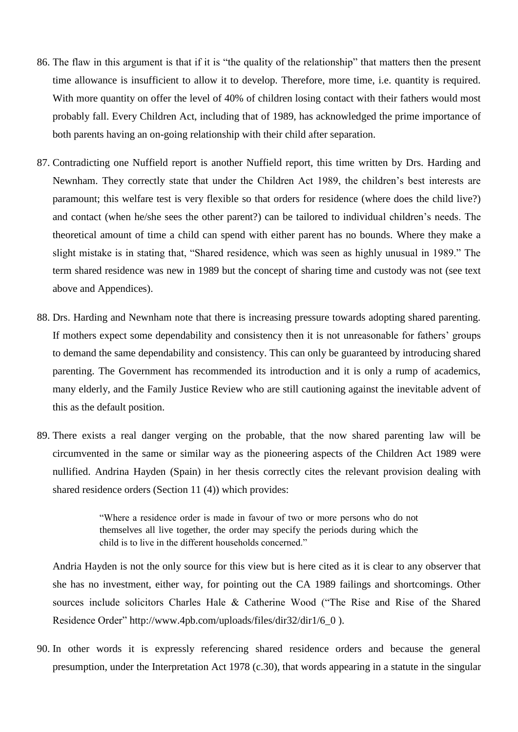86. The flaw in this argument is that if it is "the quality of the relationship" that matters then the present time allowance is insufficient to allow it to develop. Therefore, more time, i.e. quantity is required. With more quantity on offer the level of 40% of children losing contact with their fathers would most probably fall. Every Children Act, including that of 1989, has acknowledged the prime importance of both parents having an on-going relationship with their child after separation.

87. Contradicting one Nuffield report is another Nuffield report, this time written by Drs. Harding and Newnham. They correctly state that under the Children Act 1989, the children's best interests are paramount; this welfare test is very flexible so that orders for residence (where does the child live?) and contact (when he/she sees the other parent?) can be tailored to individual children's needs. The theoretical amount of time a child can spend with either parent has no bounds. Where they make a slight mistake is in stating that, "Shared residence, which was seen as highly unusual in 1989." The term shared residence was new in 1989 but the concept of sharing time and custody was not (see text above and Appendices).

88. Drs. Harding and Newnham note that there is increasing pressure towards adopting shared parenting. If mothers expect some dependability and consistency then it is not unreasonable for fathers' groups to demand the same dependability and consistency. This can only be guaranteed by introducing shared parenting. The Government has recommended its introduction and it is only a rump of academics, many elderly, and the Family Justice Review who are still cautioning against the inevitable advent of this as the default position.

89. There exists a real danger verging on the probable, that the now shared parenting law will be circumvented in the same or similar way as the pioneering aspects of the Children Act 1989 were nullified. Andrina Hayden (Spain) in her thesis correctly cites the relevant provision dealing with shared residence orders (Section 11 (4)) which provides:

   > "Where a residence order is made in favour of two or more persons who do not themselves all live together, the order may specify the periods during which the child is to live in the different households concerned."

   Andria Hayden is not the only source for this view but is here cited as it is clear to any observer that she has no investment, either way, for pointing out the CA 1989 failings and shortcomings. Other sources include solicitors Charles Hale & Catherine Wood ("The Rise and Rise of the Shared Residence Order" http://www.4pb.com/uploads/files/dir32/dir1/6_0 ).

90. In other words it is expressly referencing shared residence orders and because the general presumption, under the Interpretation Act 1978 (c.30), that words appearing in a statute in the singular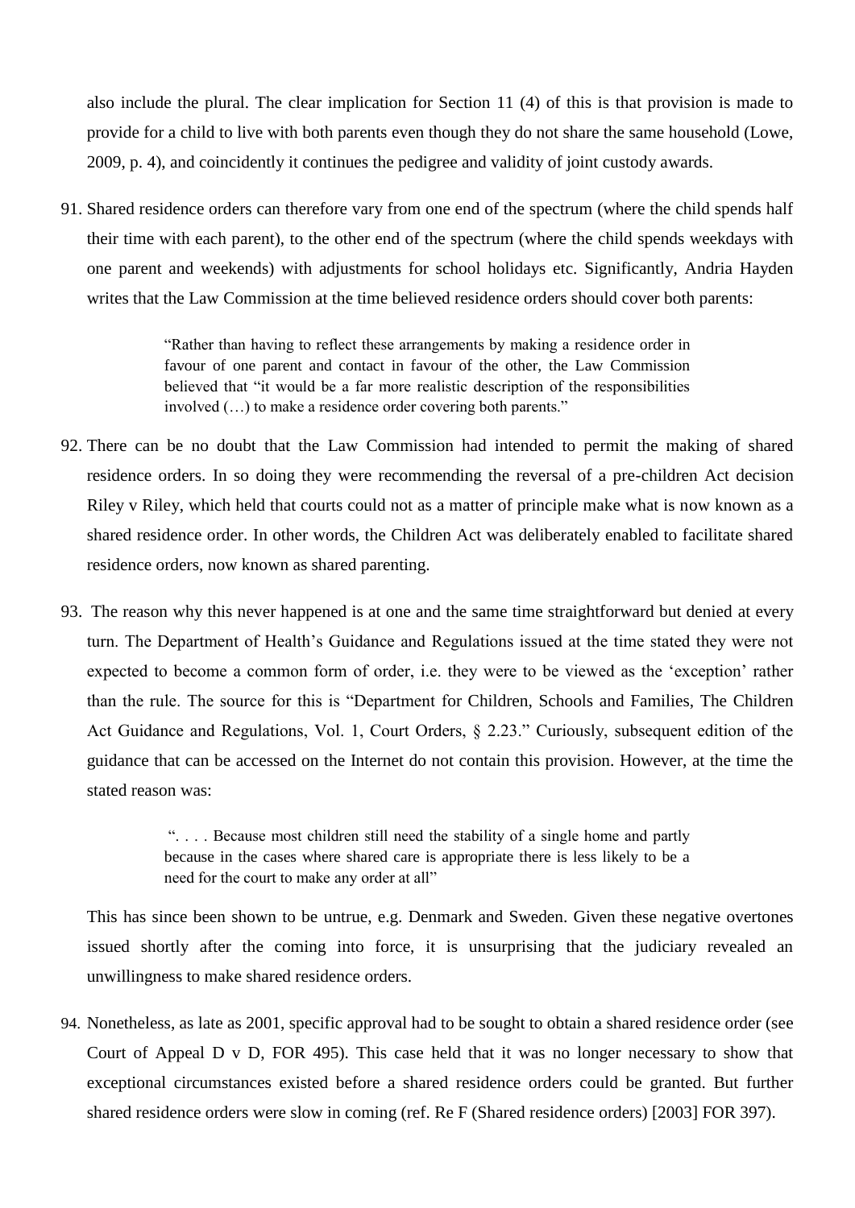also include the plural. The clear implication for Section 11 (4) of this is that provision is made to provide for a child to live with both parents even though they do not share the same household (Lowe, 2009, p. 4), and coincidently it continues the pedigree and validity of joint custody awards.

91. Shared residence orders can therefore vary from one end of the spectrum (where the child spends half their time with each parent), to the other end of the spectrum (where the child spends weekdays with one parent and weekends) with adjustments for school holidays etc. Significantly, Andria Hayden writes that the Law Commission at the time believed residence orders should cover both parents:

> "Rather than having to reflect these arrangements by making a residence order in favour of one parent and contact in favour of the other, the Law Commission believed that "it would be a far more realistic description of the responsibilities involved (…) to make a residence order covering both parents."

92. There can be no doubt that the Law Commission had intended to permit the making of shared residence orders. In so doing they were recommending the reversal of a pre-children Act decision Riley v Riley, which held that courts could not as a matter of principle make what is now known as a shared residence order. In other words, the Children Act was deliberately enabled to facilitate shared residence orders, now known as shared parenting.

93. The reason why this never happened is at one and the same time straightforward but denied at every turn. The Department of Health's Guidance and Regulations issued at the time stated they were not expected to become a common form of order, i.e. they were to be viewed as the 'exception' rather than the rule. The source for this is "Department for Children, Schools and Families, The Children Act Guidance and Regulations, Vol. 1, Court Orders, § 2.23." Curiously, subsequent edition of the guidance that can be accessed on the Internet do not contain this provision. However, at the time the stated reason was:

> ". . . . Because most children still need the stability of a single home and partly because in the cases where shared care is appropriate there is less likely to be a need for the court to make any order at all"

This has since been shown to be untrue, e.g. Denmark and Sweden. Given these negative overtones issued shortly after the coming into force, it is unsurprising that the judiciary revealed an unwillingness to make shared residence orders.

94. Nonetheless, as late as 2001, specific approval had to be sought to obtain a shared residence order (see Court of Appeal D v D, FOR 495). This case held that it was no longer necessary to show that exceptional circumstances existed before a shared residence orders could be granted. But further shared residence orders were slow in coming (ref. Re F (Shared residence orders) [2003] FOR 397).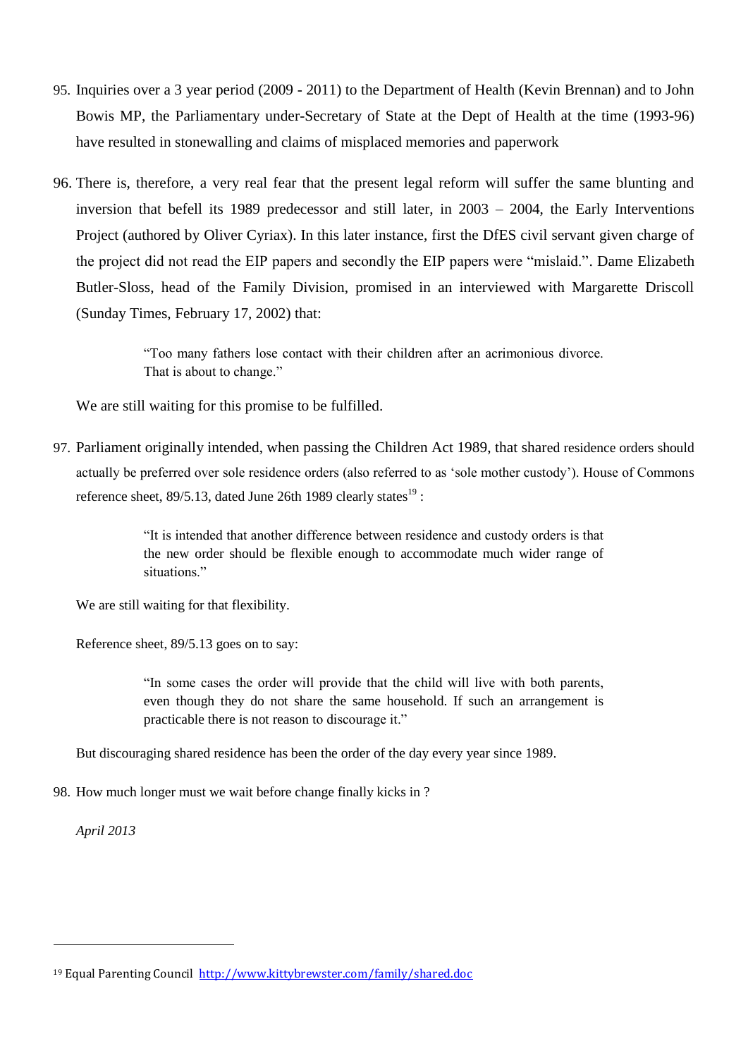95. Inquiries over a 3 year period (2009 - 2011) to the Department of Health (Kevin Brennan) and to John Bowis MP, the Parliamentary under-Secretary of State at the Dept of Health at the time (1993-96) have resulted in stonewalling and claims of misplaced memories and paperwork

96. There is, therefore, a very real fear that the present legal reform will suffer the same blunting and inversion that befell its 1989 predecessor and still later, in 2003 – 2004, the Early Interventions Project (authored by Oliver Cyriax). In this later instance, first the DfES civil servant given charge of the project did not read the EIP papers and secondly the EIP papers were "mislaid.". Dame Elizabeth Butler-Sloss, head of the Family Division, promised in an interviewed with Margarette Driscoll (Sunday Times, February 17, 2002) that:

    > "Too many fathers lose contact with their children after an acrimonious divorce. That is about to change."

    We are still waiting for this promise to be fulfilled.

97. Parliament originally intended, when passing the Children Act 1989, that shared residence orders should actually be preferred over sole residence orders (also referred to as 'sole mother custody'). House of Commons reference sheet, 89/5.13, dated June 26th 1989 clearly states[19] :

    > "It is intended that another difference between residence and custody orders is that the new order should be flexible enough to accommodate much wider range of situations."

    We are still waiting for that flexibility.

    Reference sheet, 89/5.13 goes on to say:

    > "In some cases the order will provide that the child will live with both parents, even though they do not share the same household. If such an arrangement is practicable there is not reason to discourage it."

    But discouraging shared residence has been the order of the day every year since 1989.

98. How much longer must we wait before change finally kicks in ?

*April 2013*

---

[19] Equal Parenting Council http://www.kittybrewster.com/family/shared.doc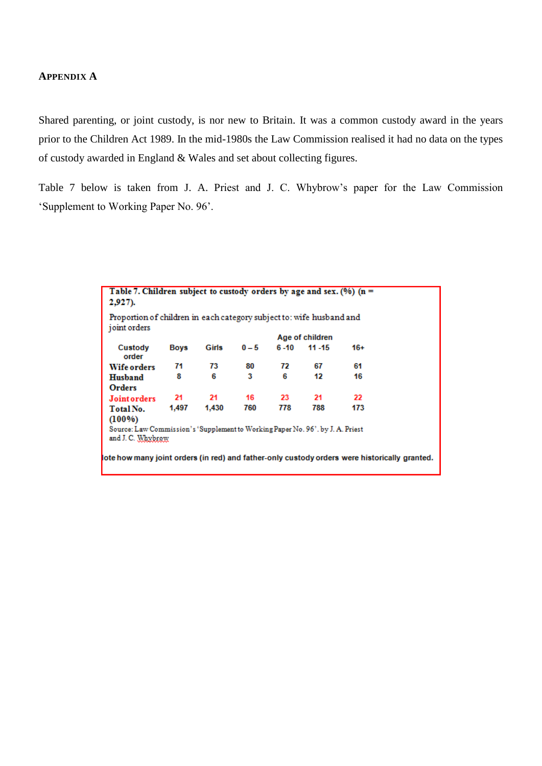## APPENDIX A

Shared parenting, or joint custody, is nor new to Britain. It was a common custody award in the years prior to the Children Act 1989. In the mid-1980s the Law Commission realised it had no data on the types of custody awarded in England & Wales and set about collecting figures.

Table 7 below is taken from J. A. Priest and J. C. Whybrow's paper for the Law Commission 'Supplement to Working Paper No. 96'.

**Table 7. Children subject to custody orders by age and sex. (%) (n = 2,927).**

Proportion of children in each category subject to: wife husband and joint orders

| Custody order | Boys | Girls | 0 – 5 | 6 -10 | 11 -15 | 16+ |
|---|---|---|---|---|---|---|
| | | | Age of children | | | |
| **Wife orders** | 71 | 73 | 80 | 72 | 67 | 61 |
| **Husband Orders** | 8 | 6 | 3 | 6 | 12 | 16 |
| **Joint orders** | 21 | 21 | 16 | 23 | 21 | 22 |
| **Total No. (100%)** | 1,497 | 1,430 | 760 | 778 | 788 | 173 |

Source: Law Commission's 'Supplement to Working Paper No. 96'. by J. A. Priest and J. C. Whybrow

lote how many joint orders (in red) and father-only custody orders were historically granted.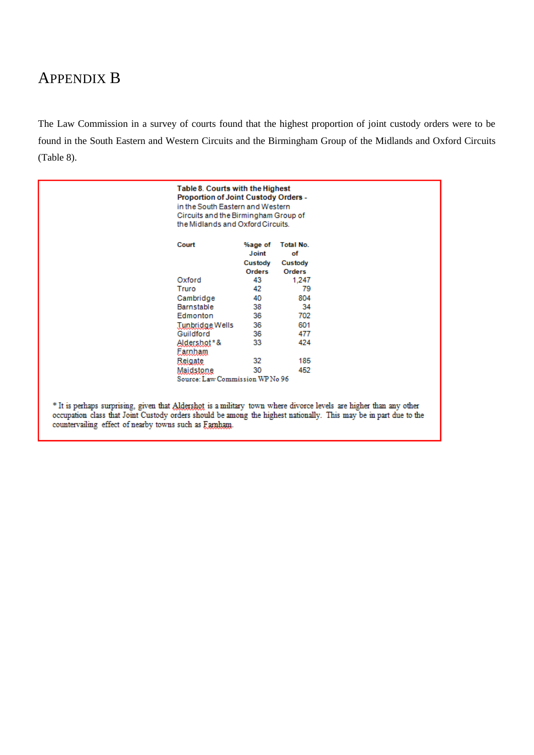# APPENDIX B

The Law Commission in a survey of courts found that the highest proportion of joint custody orders were to be found in the South Eastern and Western Circuits and the Birmingham Group of the Midlands and Oxford Circuits (Table 8).

**Table 8. Courts with the Highest Proportion of Joint Custody Orders -** in the South Eastern and Western Circuits and the Birmingham Group of the Midlands and Oxford Circuits.

| Court | %age of Joint Custody Orders | Total No. of Custody Orders |
|---|---|---|
| Oxford | 43 | 1,247 |
| Truro | 42 | 79 |
| Cambridge | 40 | 804 |
| Barnstable | 38 | 34 |
| Edmonton | 36 | 702 |
| Tunbridge Wells | 36 | 601 |
| Guildford | 36 | 477 |
| Aldershot * & Farnham | 33 | 424 |
| Reigate | 32 | 185 |
| Maidstone | 30 | 452 |

Source: Law Commission WP No 96

* It is perhaps surprising, given that Aldershot is a military town where divorce levels are higher than any other occupation class that Joint Custody orders should be among the highest nationally. This may be in part due to the countervailing effect of nearby towns such as Farnham.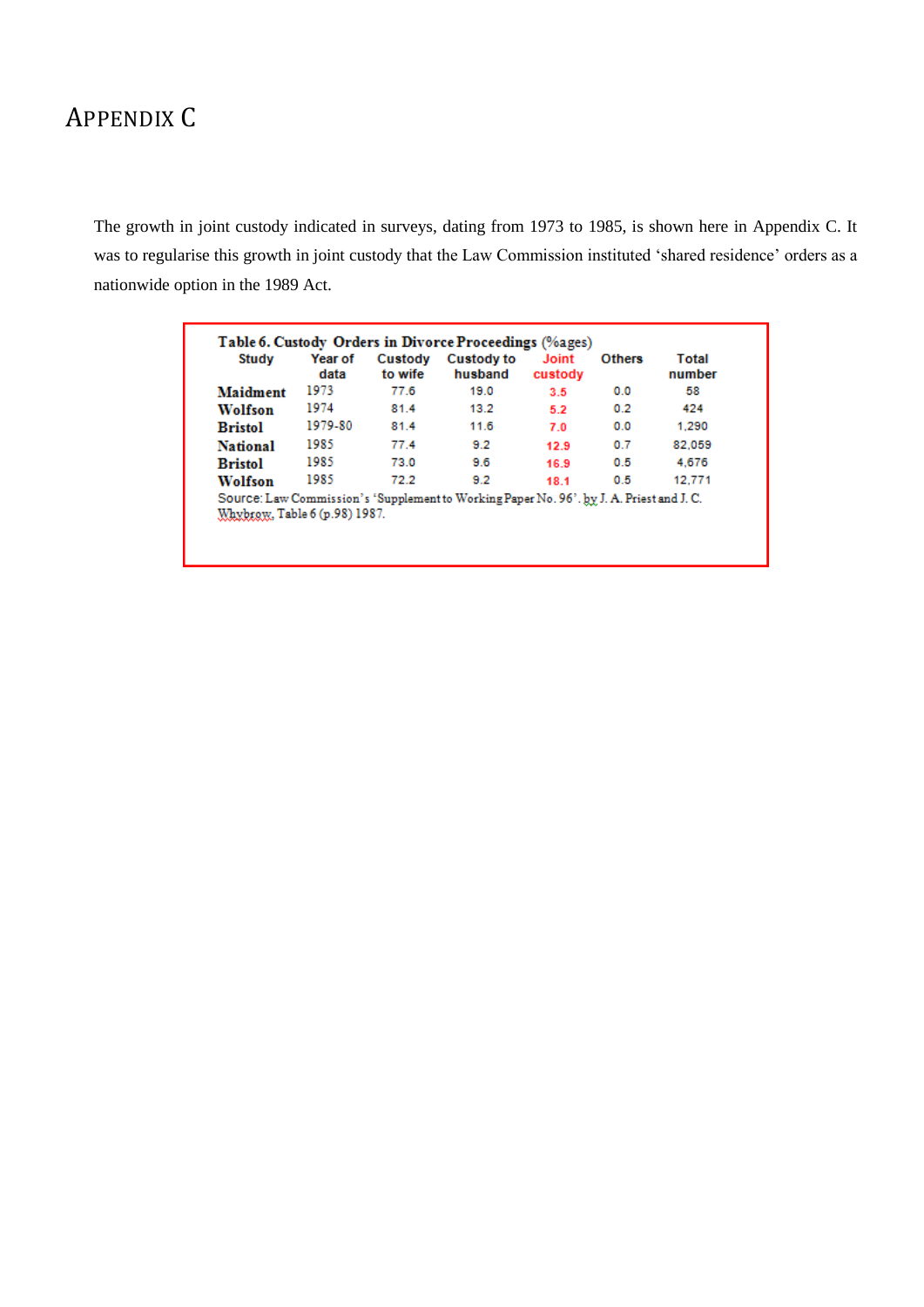# APPENDIX C

The growth in joint custody indicated in surveys, dating from 1973 to 1985, is shown here in Appendix C. It was to regularise this growth in joint custody that the Law Commission instituted 'shared residence' orders as a nationwide option in the 1989 Act.

**Table 6. Custody Orders in Divorce Proceedings** (%ages)

| Study | Year of data | Custody to wife | Custody to husband | Joint custody | Others | Total number |
|---|---|---|---|---|---|---|
| **Maidment** | 1973 | 77.6 | 19.0 | 3.5 | 0.0 | 58 |
| **Wolfson** | 1974 | 81.4 | 13.2 | 5.2 | 0.2 | 424 |
| **Bristol** | 1979-80 | 81.4 | 11.6 | 7.0 | 0.0 | 1,290 |
| **National** | 1985 | 77.4 | 9.2 | 12.9 | 0.7 | 82,059 |
| **Bristol** | 1985 | 73.0 | 9.6 | 16.9 | 0.5 | 4,676 |
| **Wolfson** | 1985 | 72.2 | 9.2 | 18.1 | 0.5 | 12,771 |

Source: Law Commission's 'Supplement to Working Paper No. 96'. by J. A. Priest and J. C. Whybrow, Table 6 (p.98) 1987.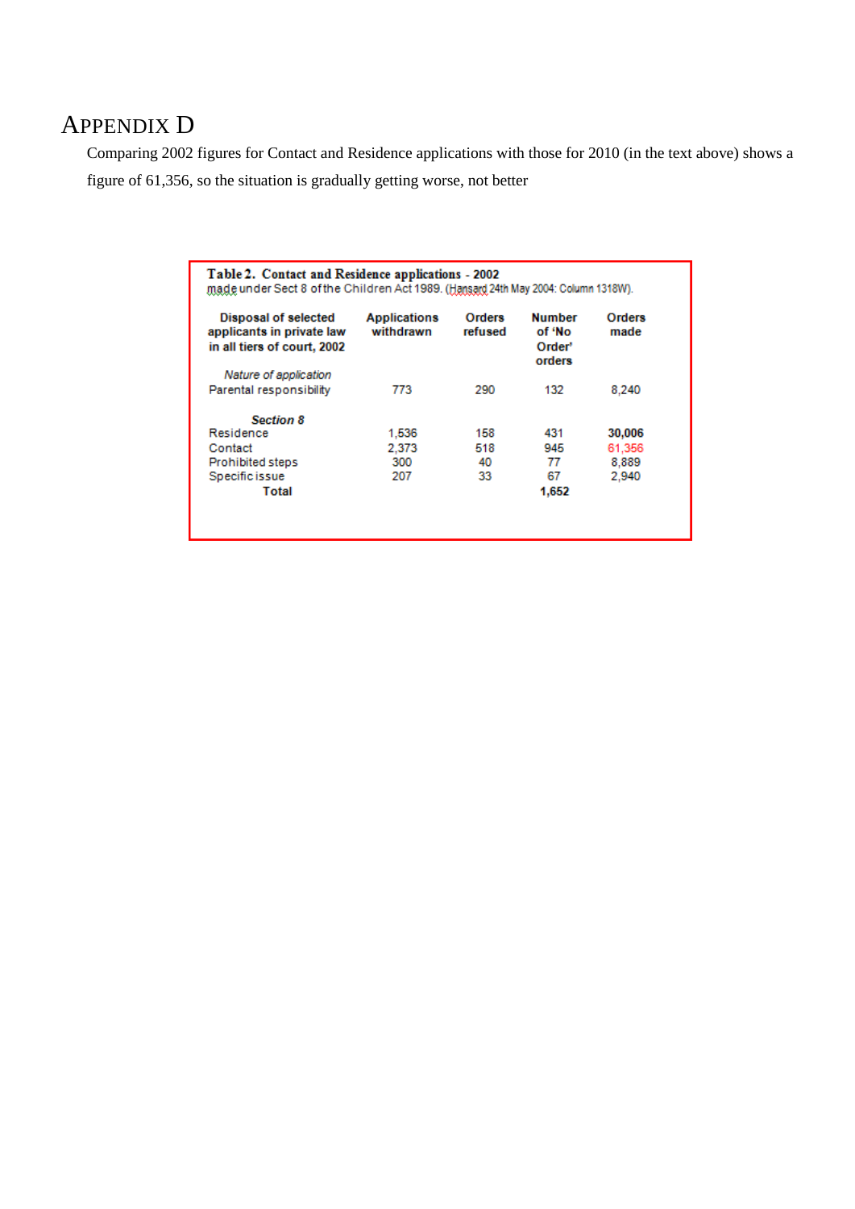# APPENDIX D

Comparing 2002 figures for Contact and Residence applications with those for 2010 (in the text above) shows a figure of 61,356, so the situation is gradually getting worse, not better

**Table 2. Contact and Residence applications - 2002**
made under Sect 8 of the Children Act 1989. (Hansard 24th May 2004: Column 1318W).

| **Disposal of selected applicants in private law in all tiers of court, 2002** | **Applications withdrawn** | **Orders refused** | **Number of 'No Order' orders** | **Orders made** |
|---|---|---|---|---|
| *Nature of application* | | | | |
| Parental responsibility | 773 | 290 | 132 | 8,240 |
| ***Section 8*** | | | | |
| Residence | 1,536 | 158 | 431 | **30,006** |
| Contact | 2,373 | 518 | 945 | 61,356 |
| Prohibited steps | 300 | 40 | 77 | 8,889 |
| Specific issue | 207 | 33 | 67 | 2,940 |
| **Total** | | | **1,652** | |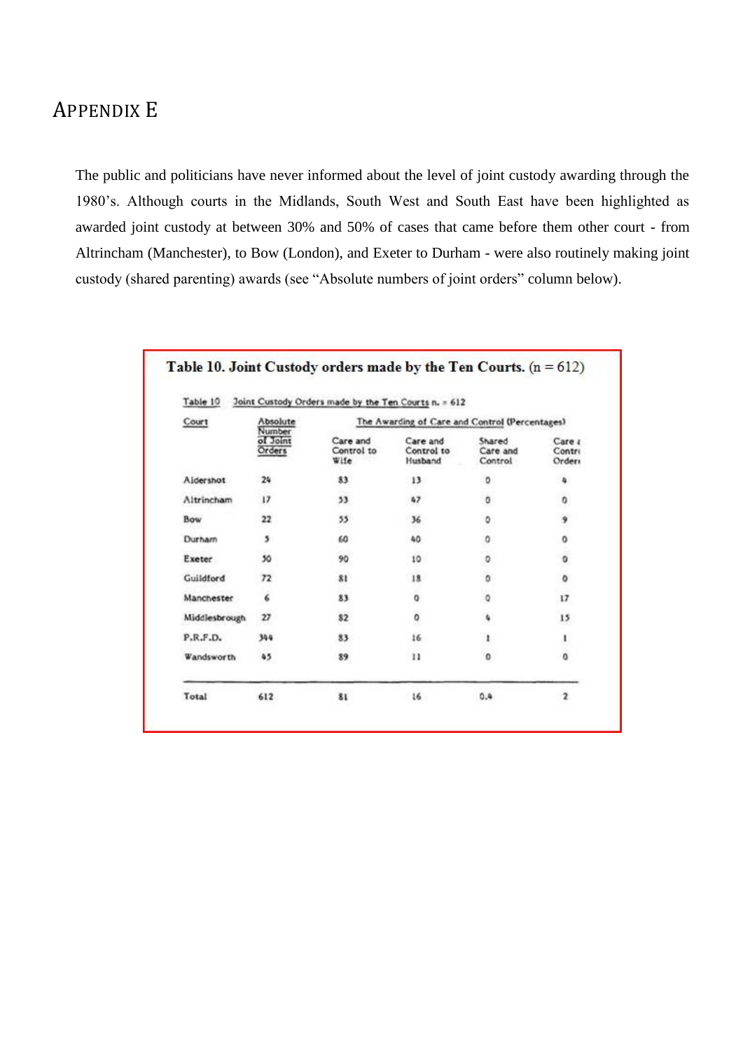# APPENDIX E

The public and politicians have never informed about the level of joint custody awarding through the 1980's. Although courts in the Midlands, South West and South East have been highlighted as awarded joint custody at between 30% and 50% of cases that came before them other court - from Altrincham (Manchester), to Bow (London), and Exeter to Durham - were also routinely making joint custody (shared parenting) awards (see "Absolute numbers of joint orders" column below).

**Table 10. Joint Custody orders made by the Ten Courts.** (n = 612)

Table 10 Joint Custody Orders made by the Ten Courts n. = 612

| Court | Absolute Number of Joint Orders | The Awarding of Care and Control (Percentages) | | | |
|---|---|---|---|---|---|
| | | Care and Control to Wife | Care and Control to Husband | Shared Care and Control | Care a Contr Order |
| Aldershot | 24 | 83 | 13 | 0 | 4 |
| Altrincham | 17 | 53 | 47 | 0 | 0 |
| Bow | 22 | 55 | 36 | 0 | 9 |
| Durham | 5 | 60 | 40 | 0 | 0 |
| Exeter | 50 | 90 | 10 | 0 | 0 |
| Guildford | 72 | 81 | 18 | 0 | 0 |
| Manchester | 6 | 83 | 0 | 0 | 17 |
| Middlesbrough | 27 | 82 | 0 | 4 | 15 |
| P.R.F.D. | 344 | 83 | 16 | 1 | 1 |
| Wandsworth | 45 | 89 | 11 | 0 | 0 |
| Total | 612 | 81 | 16 | 0.4 | 2 |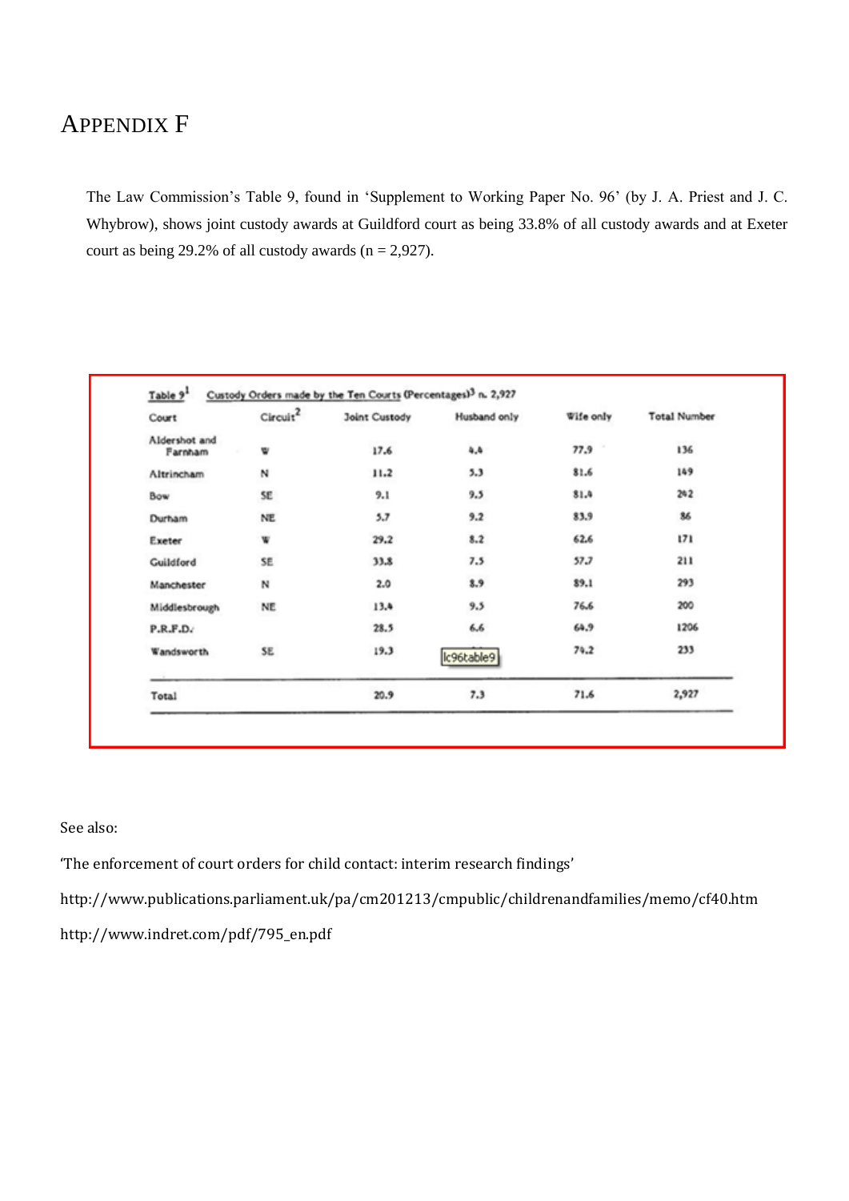# APPENDIX F

The Law Commission's Table 9, found in 'Supplement to Working Paper No. 96' (by J. A. Priest and J. C. Whybrow), shows joint custody awards at Guildford court as being 33.8% of all custody awards and at Exeter court as being 29.2% of all custody awards (n = 2,927).

Table 9[1] Custody Orders made by the Ten Courts (Percentages)[3] n. 2,927

| Court | Circuit[2] | Joint Custody | Husband only | Wife only | Total Number |
|---|---|---|---|---|---|
| Aldershot and Farnham | W | 17.6 | 4.4 | 77.9 | 136 |
| Altrincham | N | 11.2 | 5.3 | 81.6 | 149 |
| Bow | SE | 9.1 | 9.5 | 81.4 | 242 |
| Durham | NE | 5.7 | 9.2 | 83.9 | 86 |
| Exeter | W | 29.2 | 8.2 | 62.6 | 171 |
| Guildford | SE | 33.8 | 7.5 | 57.7 | 211 |
| Manchester | N | 2.0 | 8.9 | 89.1 | 293 |
| Middlesbrough | NE | 13.4 | 9.5 | 76.6 | 200 |
| P.R.F.D. | | 28.5 | 6.6 | 64.9 | 1206 |
| Wandsworth | SE | 19.3 | lc96table9 | 74.2 | 233 |
| Total | | 20.9 | 7.3 | 71.6 | 2,927 |

See also:

'The enforcement of court orders for child contact: interim research findings'

http://www.publications.parliament.uk/pa/cm201213/cmpublic/childrenandfamilies/memo/cf40.htm

http://www.indret.com/pdf/795_en.pdf